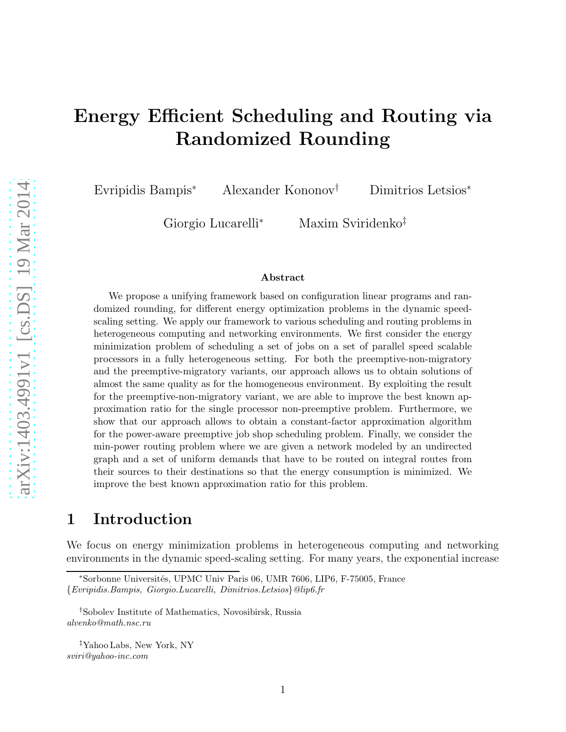# Energy Efficient Scheduling and Routing via Randomized Rounding

Evripidis Bampis[*] Alexander Kononov[†] Dimitrios Letsios[*]

Giorgio Lucarelli[*] Maxim Sviridenko[‡]

### Abstract

We propose a unifying framework based on configuration linear programs and randomized rounding, for different energy optimization problems in the dynamic speed-scaling setting. We apply our framework to various scheduling and routing problems in heterogeneous computing and networking environments. We first consider the energy minimization problem of scheduling a set of jobs on a set of parallel speed scalable processors in a fully heterogeneous setting. For both the preemptive-non-migratory and the preemptive-migratory variants, our approach allows us to obtain solutions of almost the same quality as for the homogeneous environment. By exploiting the result for the preemptive-non-migratory variant, we are able to improve the best known approximation ratio for the single processor non-preemptive problem. Furthermore, we show that our approach allows to obtain a constant-factor approximation algorithm for the power-aware preemptive job shop scheduling problem. Finally, we consider the min-power routing problem where we are given a network modeled by an undirected graph and a set of uniform demands that have to be routed on integral routes from their sources to their destinations so that the energy consumption is minimized. We improve the best known approximation ratio for this problem.

## 1 Introduction

We focus on energy minimization problems in heterogeneous computing and networking environments in the dynamic speed-scaling setting. For many years, the exponential increase

---

[*]Sorbonne Universités, UPMC Univ Paris 06, UMR 7606, LIP6, F-75005, France
{*Evripidis.Bampis, Giorgio.Lucarelli, Dimitrios.Letsios*}*@lip6.fr*

[†]Sobolev Institute of Mathematics, Novosibirsk, Russia
*alvenko@math.nsc.ru*

[‡]Yahoo Labs, New York, NY
*sviri@yahoo-inc.com*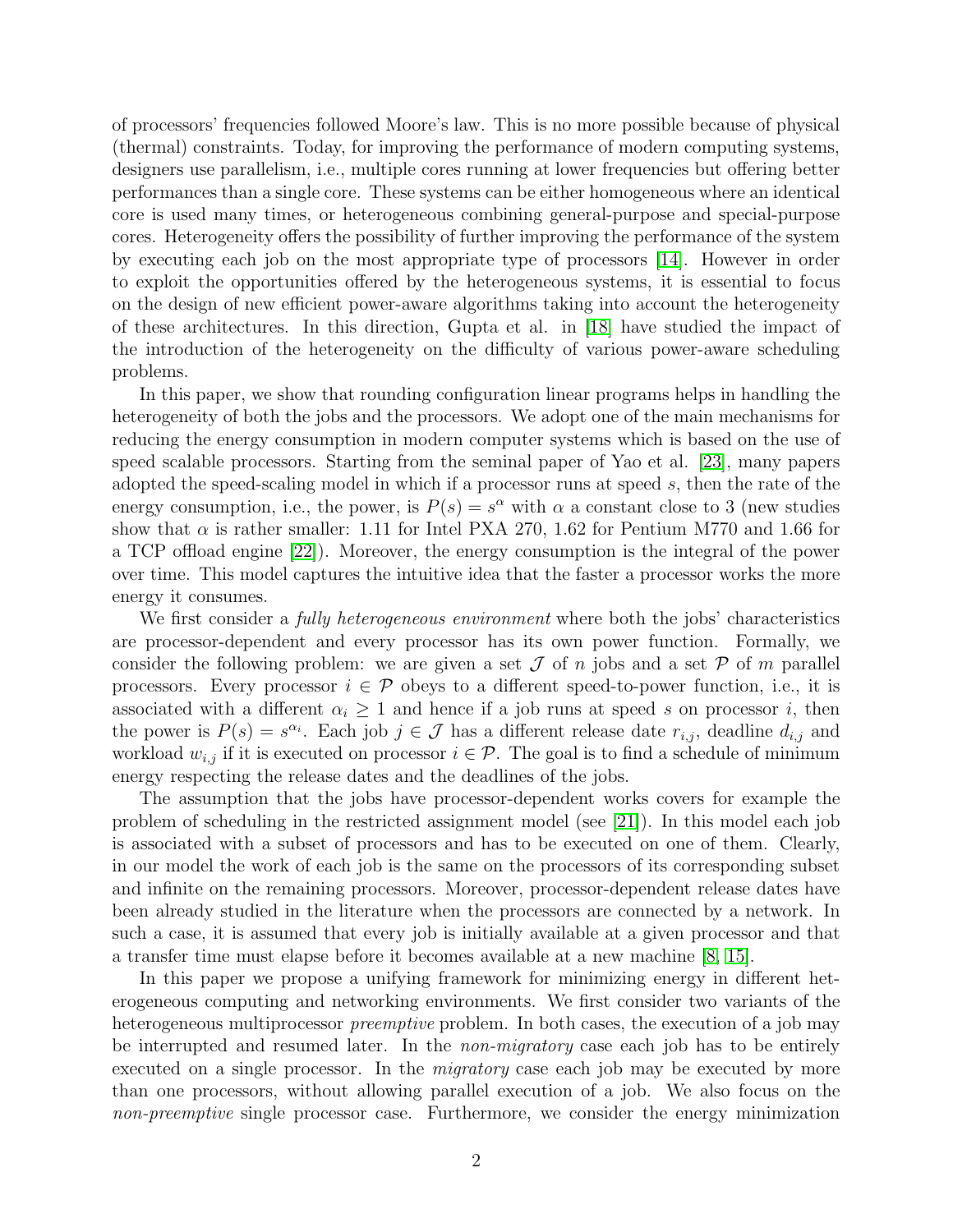of processors' frequencies followed Moore's law. This is no more possible because of physical (thermal) constraints. Today, for improving the performance of modern computing systems, designers use parallelism, i.e., multiple cores running at lower frequencies but offering better performances than a single core. These systems can be either homogeneous where an identical core is used many times, or heterogeneous combining general-purpose and special-purpose cores. Heterogeneity offers the possibility of further improving the performance of the system by executing each job on the most appropriate type of processors [14]. However in order to exploit the opportunities offered by the heterogeneous systems, it is essential to focus on the design of new efficient power-aware algorithms taking into account the heterogeneity of these architectures. In this direction, Gupta et al. in [18] have studied the impact of the introduction of the heterogeneity on the difficulty of various power-aware scheduling problems.

In this paper, we show that rounding configuration linear programs helps in handling the heterogeneity of both the jobs and the processors. We adopt one of the main mechanisms for reducing the energy consumption in modern computer systems which is based on the use of speed scalable processors. Starting from the seminal paper of Yao et al. [23], many papers adopted the speed-scaling model in which if a processor runs at speed $s$, then the rate of the energy consumption, i.e., the power, is $P(s) = s^\alpha$ with $\alpha$ a constant close to 3 (new studies show that $\alpha$ is rather smaller: 1.11 for Intel PXA 270, 1.62 for Pentium M770 and 1.66 for a TCP offload engine [22]). Moreover, the energy consumption is the integral of the power over time. This model captures the intuitive idea that the faster a processor works the more energy it consumes.

We first consider a *fully heterogeneous environment* where both the jobs' characteristics are processor-dependent and every processor has its own power function. Formally, we consider the following problem: we are given a set $\mathcal{J}$ of $n$ jobs and a set $\mathcal{P}$ of $m$ parallel processors. Every processor $i \in \mathcal{P}$ obeys to a different speed-to-power function, i.e., it is associated with a different $\alpha_i \geq 1$ and hence if a job runs at speed $s$ on processor $i$, then the power is $P(s) = s^{\alpha_i}$. Each job $j \in \mathcal{J}$ has a different release date $r_{i,j}$, deadline $d_{i,j}$ and workload $w_{i,j}$ if it is executed on processor $i \in \mathcal{P}$. The goal is to find a schedule of minimum energy respecting the release dates and the deadlines of the jobs.

The assumption that the jobs have processor-dependent works covers for example the problem of scheduling in the restricted assignment model (see [21]). In this model each job is associated with a subset of processors and has to be executed on one of them. Clearly, in our model the work of each job is the same on the processors of its corresponding subset and infinite on the remaining processors. Moreover, processor-dependent release dates have been already studied in the literature when the processors are connected by a network. In such a case, it is assumed that every job is initially available at a given processor and that a transfer time must elapse before it becomes available at a new machine [8, 15].

In this paper we propose a unifying framework for minimizing energy in different heterogeneous computing and networking environments. We first consider two variants of the heterogeneous multiprocessor *preemptive* problem. In both cases, the execution of a job may be interrupted and resumed later. In the *non-migratory* case each job has to be entirely executed on a single processor. In the *migratory* case each job may be executed by more than one processors, without allowing parallel execution of a job. We also focus on the *non-preemptive* single processor case. Furthermore, we consider the energy minimization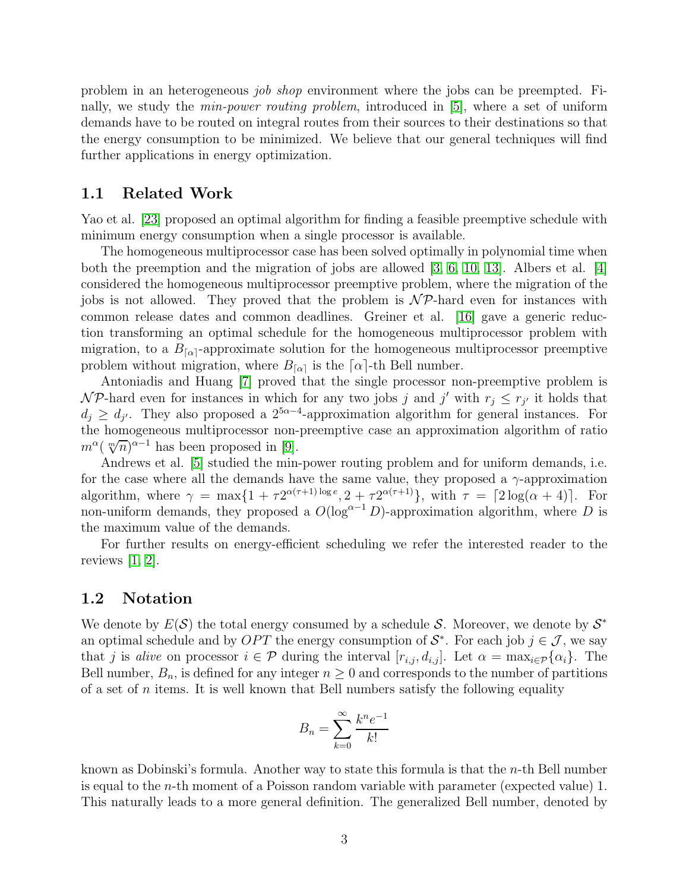problem in an heterogeneous *job shop* environment where the jobs can be preempted. Finally, we study the *min-power routing problem*, introduced in [5], where a set of uniform demands have to be routed on integral routes from their sources to their destinations so that the energy consumption to be minimized. We believe that our general techniques will find further applications in energy optimization.

## 1.1 Related Work

Yao et al. [23] proposed an optimal algorithm for finding a feasible preemptive schedule with minimum energy consumption when a single processor is available.

The homogeneous multiprocessor case has been solved optimally in polynomial time when both the preemption and the migration of jobs are allowed [3, 6, 10, 13]. Albers et al. [4] considered the homogeneous multiprocessor preemptive problem, where the migration of the jobs is not allowed. They proved that the problem is $\mathcal{NP}$-hard even for instances with common release dates and common deadlines. Greiner et al. [16] gave a generic reduction transforming an optimal schedule for the homogeneous multiprocessor problem with migration, to a $B_{\lceil \alpha \rceil}$-approximate solution for the homogeneous multiprocessor preemptive problem without migration, where $B_{\lceil \alpha \rceil}$ is the $\lceil \alpha \rceil$-th Bell number.

Antoniadis and Huang [7] proved that the single processor non-preemptive problem is $\mathcal{NP}$-hard even for instances in which for any two jobs $j$ and $j'$ with $r_j \leq r_{j'}$ it holds that $d_j \geq d_{j'}$. They also proposed a $2^{5\alpha-4}$-approximation algorithm for general instances. For the homogeneous multiprocessor non-preemptive case an approximation algorithm of ratio $m^\alpha(\sqrt[m]{n})^{\alpha-1}$ has been proposed in [9].

Andrews et al. [5] studied the min-power routing problem and for uniform demands, i.e. for the case where all the demands have the same value, they proposed a $\gamma$-approximation algorithm, where $\gamma = \max\{1 + \tau 2^{\alpha(\tau+1)\log e}, 2 + \tau 2^{\alpha(\tau+1)}\}$, with $\tau = \lceil 2\log(\alpha+4) \rceil$. For non-uniform demands, they proposed a $O(\log^{\alpha-1} D)$-approximation algorithm, where $D$ is the maximum value of the demands.

For further results on energy-efficient scheduling we refer the interested reader to the reviews [1, 2].

## 1.2 Notation

We denote by $E(\mathcal{S})$ the total energy consumed by a schedule $\mathcal{S}$. Moreover, we denote by $\mathcal{S}^*$ an optimal schedule and by $OPT$ the energy consumption of $\mathcal{S}^*$. For each job $j \in \mathcal{J}$, we say that $j$ is *alive* on processor $i \in \mathcal{P}$ during the interval $[r_{i,j}, d_{i,j}]$. Let $\alpha = \max_{i \in \mathcal{P}}\{\alpha_i\}$. The Bell number, $B_n$, is defined for any integer $n \geq 0$ and corresponds to the number of partitions of a set of $n$ items. It is well known that Bell numbers satisfy the following equality

$$B_n = \sum_{k=0}^{\infty} \frac{k^n e^{-1}}{k!}$$

known as Dobinski's formula. Another way to state this formula is that the $n$-th Bell number is equal to the $n$-th moment of a Poisson random variable with parameter (expected value) 1. This naturally leads to a more general definition. The generalized Bell number, denoted by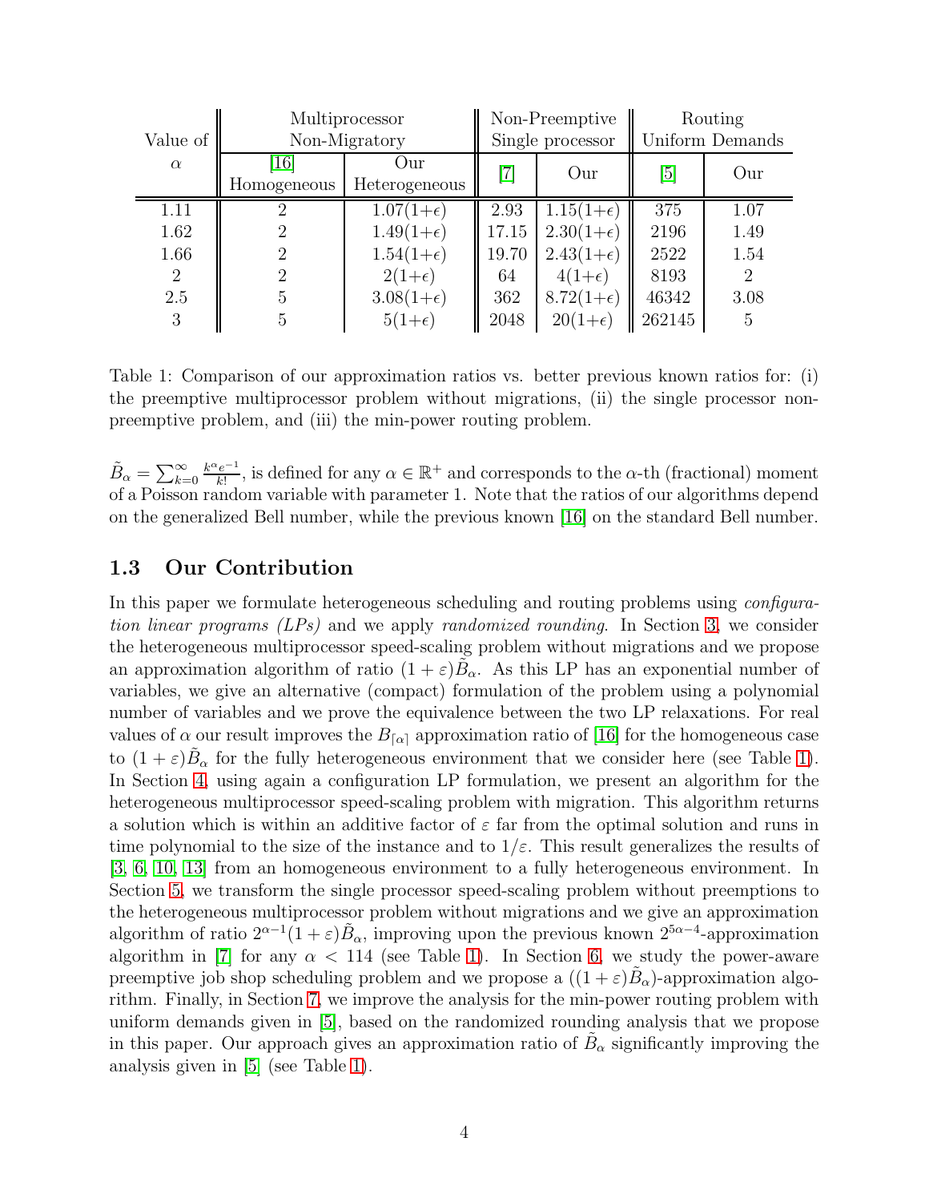| Value of $\alpha$ | Multiprocessor Non-Migratory | | Non-Preemptive Single processor | | Routing Uniform Demands | |
|---|---|---|---|---|---|---|
| | [16] Homogeneous | Our Heterogeneous | [7] | Our | [5] | Our |
| 1.11 | 2 | $1.07(1+\epsilon)$ | 2.93 | $1.15(1+\epsilon)$ | 375 | 1.07 |
| 1.62 | 2 | $1.49(1+\epsilon)$ | 17.15 | $2.30(1+\epsilon)$ | 2196 | 1.49 |
| 1.66 | 2 | $1.54(1+\epsilon)$ | 19.70 | $2.43(1+\epsilon)$ | 2522 | 1.54 |
| 2 | 2 | $2(1+\epsilon)$ | 64 | $4(1+\epsilon)$ | 8193 | 2 |
| 2.5 | 5 | $3.08(1+\epsilon)$ | 362 | $8.72(1+\epsilon)$ | 46342 | 3.08 |
| 3 | 5 | $5(1+\epsilon)$ | 2048 | $20(1+\epsilon)$ | 262145 | 5 |

Table 1: Comparison of our approximation ratios vs. better previous known ratios for: (i) the preemptive multiprocessor problem without migrations, (ii) the single processor non-preemptive problem, and (iii) the min-power routing problem.

$\tilde{B}_\alpha = \sum_{k=0}^{\infty} \frac{k^\alpha e^{-1}}{k!}$, is defined for any $\alpha \in \mathbb{R}^+$ and corresponds to the $\alpha$-th (fractional) moment of a Poisson random variable with parameter 1. Note that the ratios of our algorithms depend on the generalized Bell number, while the previous known [16] on the standard Bell number.

### 1.3 Our Contribution

In this paper we formulate heterogeneous scheduling and routing problems using *configuration linear programs (LPs)* and we apply *randomized rounding*. In Section 3, we consider the heterogeneous multiprocessor speed-scaling problem without migrations and we propose an approximation algorithm of ratio $(1+\varepsilon)\tilde{B}_\alpha$. As this LP has an exponential number of variables, we give an alternative (compact) formulation of the problem using a polynomial number of variables and we prove the equivalence between the two LP relaxations. For real values of $\alpha$ our result improves the $B_{\lceil\alpha\rceil}$ approximation ratio of [16] for the homogeneous case to $(1+\varepsilon)\tilde{B}_\alpha$ for the fully heterogeneous environment that we consider here (see Table 1). In Section 4, using again a configuration LP formulation, we present an algorithm for the heterogeneous multiprocessor speed-scaling problem with migration. This algorithm returns a solution which is within an additive factor of $\varepsilon$ far from the optimal solution and runs in time polynomial to the size of the instance and to $1/\varepsilon$. This result generalizes the results of [3, 6, 10, 13] from an homogeneous environment to a fully heterogeneous environment. In Section 5, we transform the single processor speed-scaling problem without preemptions to the heterogeneous multiprocessor problem without migrations and we give an approximation algorithm of ratio $2^{\alpha-1}(1+\varepsilon)\tilde{B}_\alpha$, improving upon the previous known $2^{5\alpha-4}$-approximation algorithm in [7] for any $\alpha < 114$ (see Table 1). In Section 6, we study the power-aware preemptive job shop scheduling problem and we propose a $((1+\varepsilon)\tilde{B}_\alpha)$-approximation algorithm. Finally, in Section 7, we improve the analysis for the min-power routing problem with uniform demands given in [5], based on the randomized rounding analysis that we propose in this paper. Our approach gives an approximation ratio of $\tilde{B}_\alpha$ significantly improving the analysis given in [5] (see Table 1).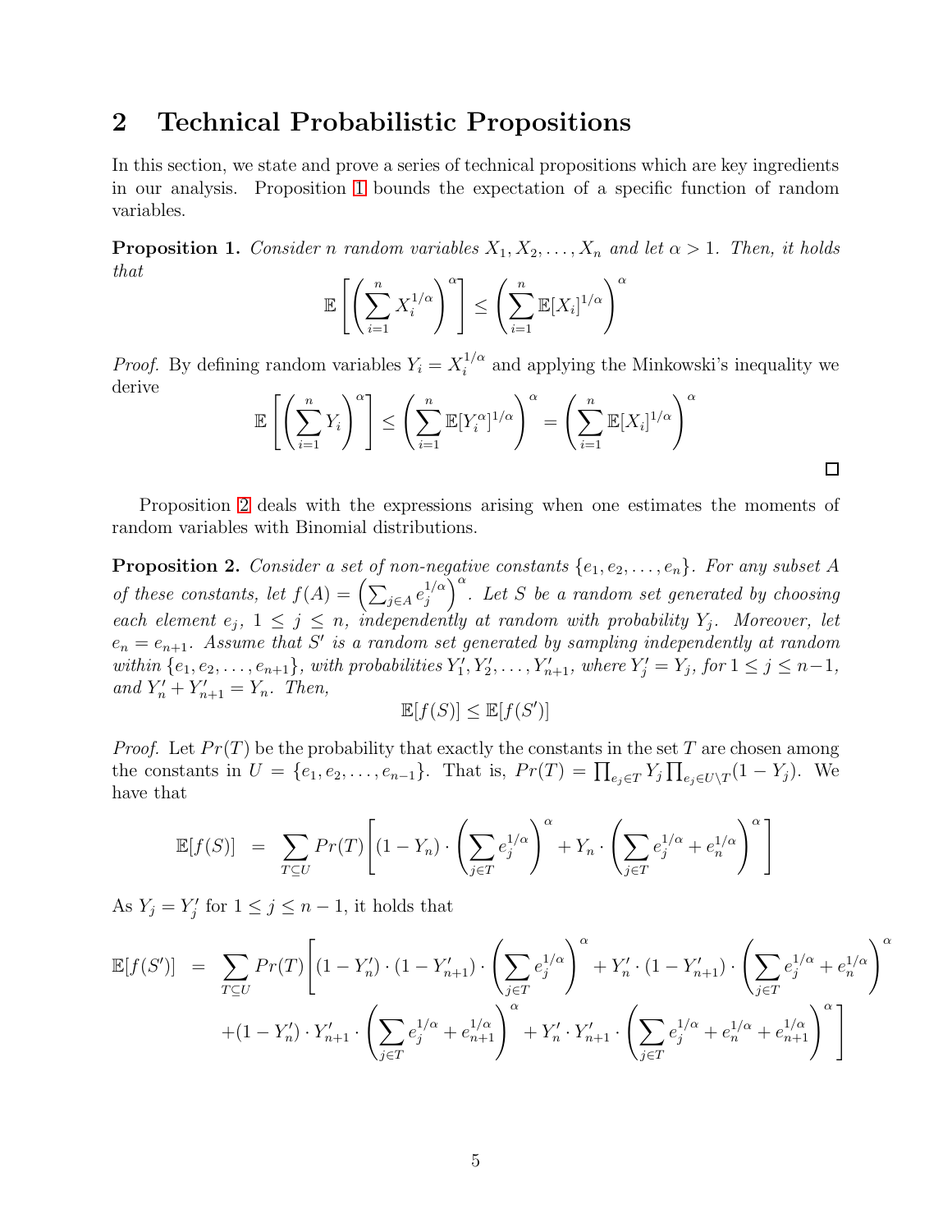## 2 Technical Probabilistic Propositions

In this section, we state and prove a series of technical propositions which are key ingredients in our analysis. Proposition 1 bounds the expectation of a specific function of random variables.

**Proposition 1.** *Consider $n$ random variables $X_1, X_2, \ldots, X_n$ and let $\alpha > 1$. Then, it holds that*

$$\mathbb{E}\left[\left(\sum_{i=1}^{n} X_i^{1/\alpha}\right)^{\alpha}\right] \leq \left(\sum_{i=1}^{n} \mathbb{E}[X_i]^{1/\alpha}\right)^{\alpha}$$

*Proof.* By defining random variables $Y_i = X_i^{1/\alpha}$ and applying the Minkowski's inequality we derive

$$\mathbb{E}\left[\left(\sum_{i=1}^{n} Y_i\right)^{\alpha}\right] \leq \left(\sum_{i=1}^{n} \mathbb{E}[Y_i^{\alpha}]^{1/\alpha}\right)^{\alpha} = \left(\sum_{i=1}^{n} \mathbb{E}[X_i]^{1/\alpha}\right)^{\alpha}$$

□

Proposition 2 deals with the expressions arising when one estimates the moments of random variables with Binomial distributions.

**Proposition 2.** *Consider a set of non-negative constants $\{e_1, e_2, \ldots, e_n\}$. For any subset $A$ of these constants, let $f(A) = \left(\sum_{j \in A} e_j^{1/\alpha}\right)^{\alpha}$. Let $S$ be a random set generated by choosing each element $e_j$, $1 \leq j \leq n$, independently at random with probability $Y_j$. Moreover, let $e_n = e_{n+1}$. Assume that $S'$ is a random set generated by sampling independently at random within $\{e_1, e_2, \ldots, e_{n+1}\}$, with probabilities $Y'_1, Y'_2, \ldots, Y'_{n+1}$, where $Y'_j = Y_j$, for $1 \leq j \leq n-1$, and $Y'_n + Y'_{n+1} = Y_n$. Then,*

$$\mathbb{E}[f(S)] \leq \mathbb{E}[f(S')]$$

*Proof.* Let $Pr(T)$ be the probability that exactly the constants in the set $T$ are chosen among the constants in $U = \{e_1, e_2, \ldots, e_{n-1}\}$. That is, $Pr(T) = \prod_{e_j \in T} Y_j \prod_{e_j \in U \setminus T} (1 - Y_j)$. We have that

$$\mathbb{E}[f(S)] = \sum_{T \subseteq U} Pr(T) \left[ (1 - Y_n) \cdot \left(\sum_{j \in T} e_j^{1/\alpha}\right)^{\alpha} + Y_n \cdot \left(\sum_{j \in T} e_j^{1/\alpha} + e_n^{1/\alpha}\right)^{\alpha} \right]$$

As $Y_j = Y'_j$ for $1 \leq j \leq n-1$, it holds that

$$\begin{aligned}
\mathbb{E}[f(S')] = \sum_{T \subseteq U} Pr(T) \Bigg[ & (1 - Y'_n) \cdot (1 - Y'_{n+1}) \cdot \left(\sum_{j \in T} e_j^{1/\alpha}\right)^{\alpha} + Y'_n \cdot (1 - Y'_{n+1}) \cdot \left(\sum_{j \in T} e_j^{1/\alpha} + e_n^{1/\alpha}\right)^{\alpha} \\
& + (1 - Y'_n) \cdot Y'_{n+1} \cdot \left(\sum_{j \in T} e_j^{1/\alpha} + e_{n+1}^{1/\alpha}\right)^{\alpha} + Y'_n \cdot Y'_{n+1} \cdot \left(\sum_{j \in T} e_j^{1/\alpha} + e_n^{1/\alpha} + e_{n+1}^{1/\alpha}\right)^{\alpha} \Bigg]
\end{aligned}$$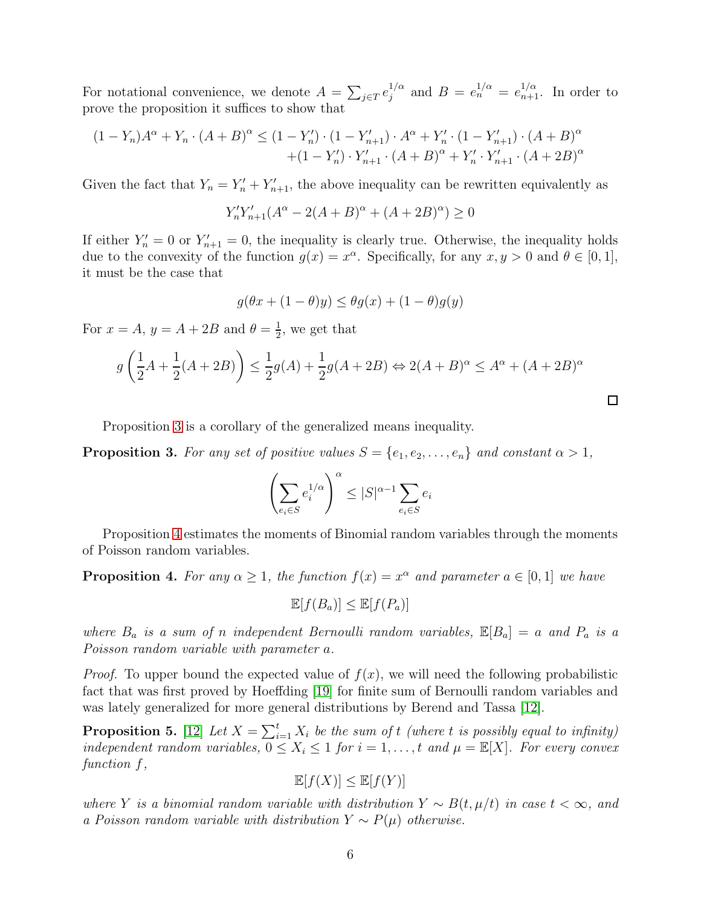For notational convenience, we denote $A = \sum_{j \in T} e_j^{1/\alpha}$ and $B = e_n^{1/\alpha} = e_{n+1}^{1/\alpha}$. In order to prove the proposition it suffices to show that

$$(1 - Y_n)A^\alpha + Y_n \cdot (A + B)^\alpha \le (1 - Y_n') \cdot (1 - Y_{n+1}') \cdot A^\alpha + Y_n' \cdot (1 - Y_{n+1}') \cdot (A + B)^\alpha + (1 - Y_n') \cdot Y_{n+1}' \cdot (A + B)^\alpha + Y_n' \cdot Y_{n+1}' \cdot (A + 2B)^\alpha$$

Given the fact that $Y_n = Y_n' + Y_{n+1}'$, the above inequality can be rewritten equivalently as

$$Y_n' Y_{n+1}' (A^\alpha - 2(A + B)^\alpha + (A + 2B)^\alpha) \ge 0$$

If either $Y_n' = 0$ or $Y_{n+1}' = 0$, the inequality is clearly true. Otherwise, the inequality holds due to the convexity of the function $g(x) = x^\alpha$. Specifically, for any $x, y > 0$ and $\theta \in [0, 1]$, it must be the case that

$$g(\theta x + (1 - \theta)y) \le \theta g(x) + (1 - \theta) g(y)$$

For $x = A$, $y = A + 2B$ and $\theta = \frac{1}{2}$, we get that

$$g\left(\frac{1}{2}A + \frac{1}{2}(A + 2B)\right) \le \frac{1}{2}g(A) + \frac{1}{2}g(A + 2B) \Leftrightarrow 2(A + B)^\alpha \le A^\alpha + (A + 2B)^\alpha$$

□

Proposition 3 is a corollary of the generalized means inequality.

**Proposition 3.** *For any set of positive values $S = \{e_1, e_2, \ldots, e_n\}$ and constant $\alpha > 1$,*

$$\left(\sum_{e_i \in S} e_i^{1/\alpha}\right)^\alpha \le |S|^{\alpha - 1} \sum_{e_i \in S} e_i$$

Proposition 4 estimates the moments of Binomial random variables through the moments of Poisson random variables.

**Proposition 4.** *For any $\alpha \ge 1$, the function $f(x) = x^\alpha$ and parameter $a \in [0, 1]$ we have*

$$\mathbb{E}[f(B_a)] \le \mathbb{E}[f(P_a)]$$

*where $B_a$ is a sum of $n$ independent Bernoulli random variables, $\mathbb{E}[B_a] = a$ and $P_a$ is a Poisson random variable with parameter $a$.*

*Proof.* To upper bound the expected value of $f(x)$, we will need the following probabilistic fact that was first proved by Hoeffding [19] for finite sum of Bernoulli random variables and was lately generalized for more general distributions by Berend and Tassa [12].

**Proposition 5.** [12] *Let $X = \sum_{i=1}^t X_i$ be the sum of $t$ (where $t$ is possibly equal to infinity) independent random variables, $0 \le X_i \le 1$ for $i = 1, \ldots, t$ and $\mu = \mathbb{E}[X]$. For every convex function $f$,*

$$\mathbb{E}[f(X)] \le \mathbb{E}[f(Y)]$$

*where $Y$ is a binomial random variable with distribution $Y \sim B(t, \mu/t)$ in case $t < \infty$, and a Poisson random variable with distribution $Y \sim P(\mu)$ otherwise.*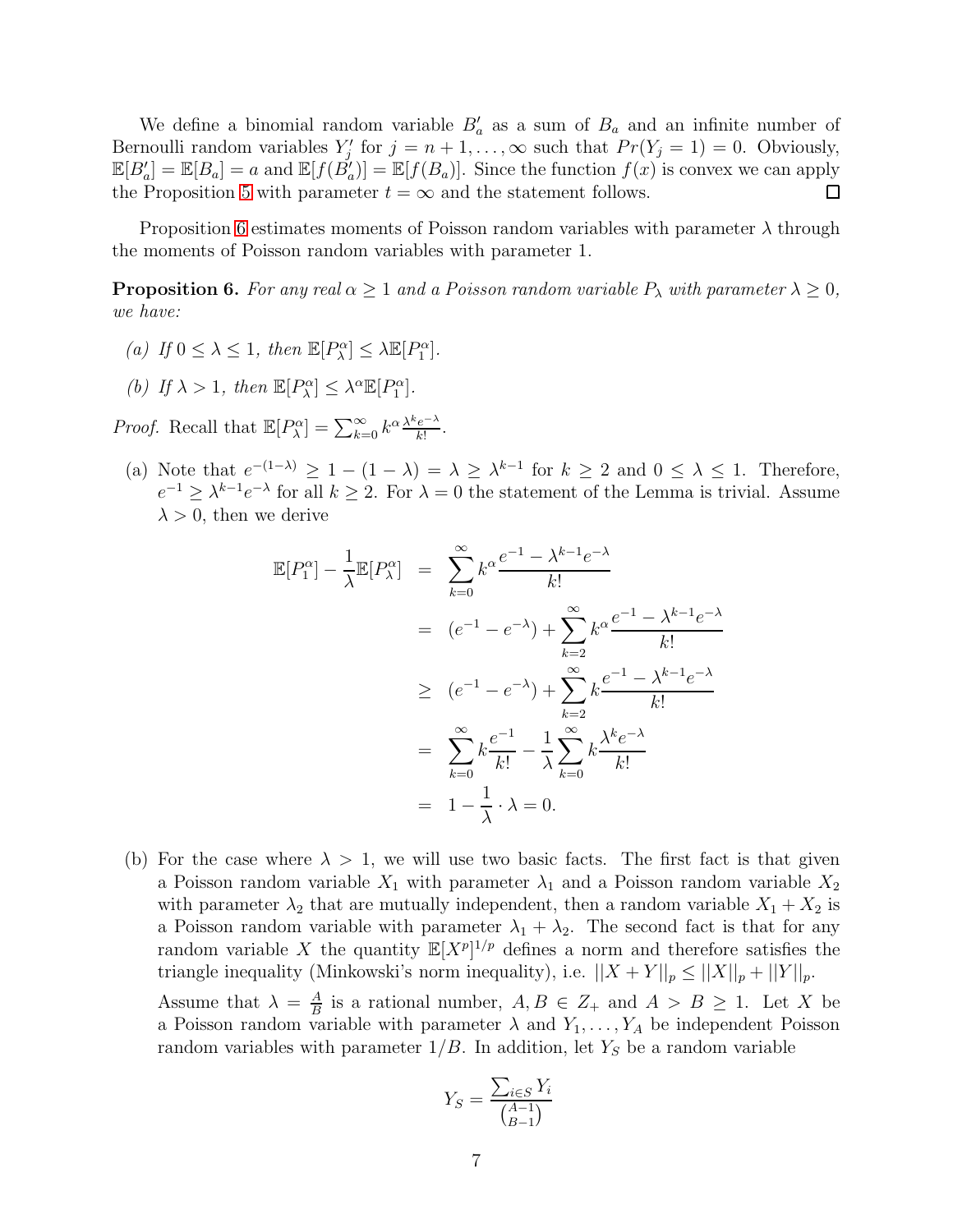We define a binomial random variable $B'_a$ as a sum of $B_a$ and an infinite number of Bernoulli random variables $Y'_j$ for $j = n+1, \ldots, \infty$ such that $Pr(Y_j = 1) = 0$. Obviously, $\mathbb{E}[B'_a] = \mathbb{E}[B_a] = a$ and $\mathbb{E}[f(B'_a)] = \mathbb{E}[f(B_a)]$. Since the function $f(x)$ is convex we can apply the Proposition 5 with parameter $t = \infty$ and the statement follows. ◻

Proposition 6 estimates moments of Poisson random variables with parameter $\lambda$ through the moments of Poisson random variables with parameter 1.

**Proposition 6.** *For any real $\alpha \geq 1$ and a Poisson random variable $P_\lambda$ with parameter $\lambda \geq 0$, we have:*

*(a) If $0 \leq \lambda \leq 1$, then $\mathbb{E}[P_\lambda^\alpha] \leq \lambda \mathbb{E}[P_1^\alpha]$.*

*(b) If $\lambda > 1$, then $\mathbb{E}[P_\lambda^\alpha] \leq \lambda^\alpha \mathbb{E}[P_1^\alpha]$.*

*Proof.* Recall that $\mathbb{E}[P_\lambda^\alpha] = \sum_{k=0}^{\infty} k^\alpha \frac{\lambda^k e^{-\lambda}}{k!}$.

(a) Note that $e^{-(1-\lambda)} \geq 1 - (1-\lambda) = \lambda \geq \lambda^{k-1}$ for $k \geq 2$ and $0 \leq \lambda \leq 1$. Therefore, $e^{-1} \geq \lambda^{k-1} e^{-\lambda}$ for all $k \geq 2$. For $\lambda = 0$ the statement of the Lemma is trivial. Assume $\lambda > 0$, then we derive

$$
\begin{aligned}
\mathbb{E}[P_1^\alpha] - \frac{1}{\lambda}\mathbb{E}[P_\lambda^\alpha] &= \sum_{k=0}^{\infty} k^\alpha \frac{e^{-1} - \lambda^{k-1} e^{-\lambda}}{k!} \\
&= (e^{-1} - e^{-\lambda}) + \sum_{k=2}^{\infty} k^\alpha \frac{e^{-1} - \lambda^{k-1} e^{-\lambda}}{k!} \\
&\geq (e^{-1} - e^{-\lambda}) + \sum_{k=2}^{\infty} k \frac{e^{-1} - \lambda^{k-1} e^{-\lambda}}{k!} \\
&= \sum_{k=0}^{\infty} k \frac{e^{-1}}{k!} - \frac{1}{\lambda} \sum_{k=0}^{\infty} k \frac{\lambda^k e^{-\lambda}}{k!} \\
&= 1 - \frac{1}{\lambda} \cdot \lambda = 0.
\end{aligned}
$$

(b) For the case where $\lambda > 1$, we will use two basic facts. The first fact is that given a Poisson random variable $X_1$ with parameter $\lambda_1$ and a Poisson random variable $X_2$ with parameter $\lambda_2$ that are mutually independent, then a random variable $X_1 + X_2$ is a Poisson random variable with parameter $\lambda_1 + \lambda_2$. The second fact is that for any random variable $X$ the quantity $\mathbb{E}[X^p]^{1/p}$ defines a norm and therefore satisfies the triangle inequality (Minkowski's norm inequality), i.e. $||X + Y||_p \leq ||X||_p + ||Y||_p$.

Assume that $\lambda = \frac{A}{B}$ is a rational number, $A, B \in Z_+$ and $A > B \geq 1$. Let $X$ be a Poisson random variable with parameter $\lambda$ and $Y_1, \ldots, Y_A$ be independent Poisson random variables with parameter $1/B$. In addition, let $Y_S$ be a random variable

$$
Y_S = \frac{\sum_{i \in S} Y_i}{\binom{A-1}{B-1}}
$$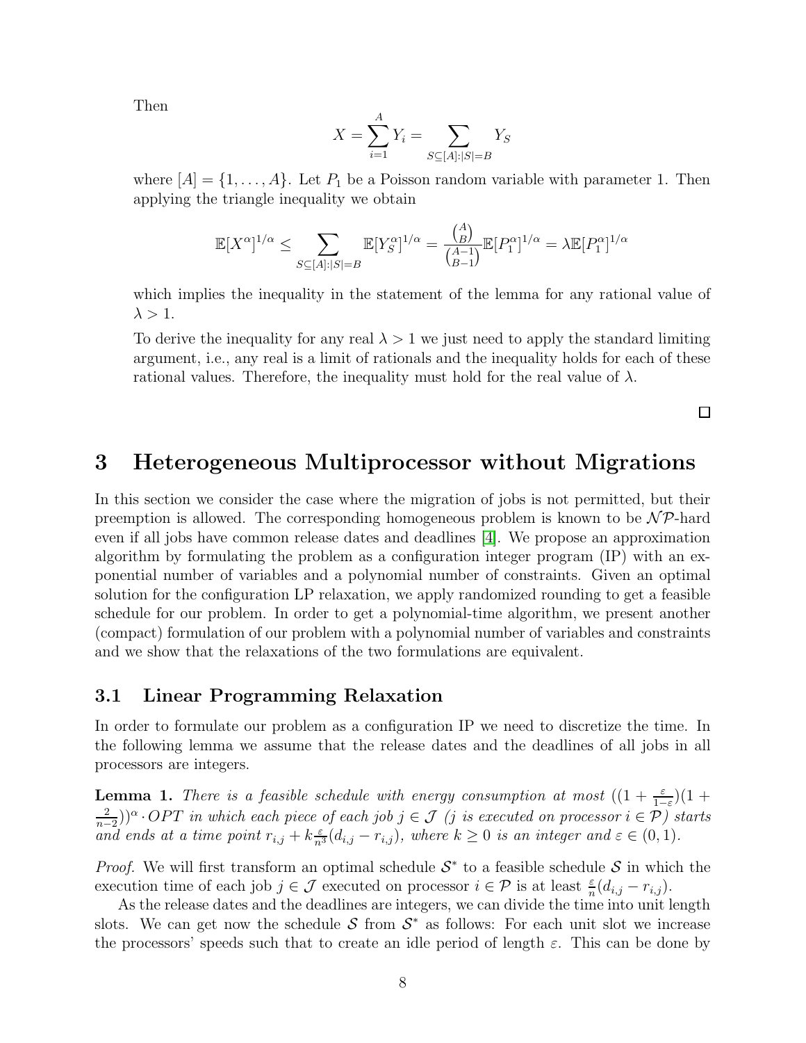Then

$$X = \sum_{i=1}^{A} Y_i = \sum_{S \subseteq [A]:|S|=B} Y_S$$

where $[A] = \{1, \ldots, A\}$. Let $P_1$ be a Poisson random variable with parameter 1. Then applying the triangle inequality we obtain

$$\mathbb{E}[X^\alpha]^{1/\alpha} \leq \sum_{S \subseteq [A]:|S|=B} \mathbb{E}[Y_S^\alpha]^{1/\alpha} = \frac{\binom{A}{B}}{\binom{A-1}{B-1}} \mathbb{E}[P_1^\alpha]^{1/\alpha} = \lambda \mathbb{E}[P_1^\alpha]^{1/\alpha}$$

which implies the inequality in the statement of the lemma for any rational value of $\lambda > 1$.

To derive the inequality for any real $\lambda > 1$ we just need to apply the standard limiting argument, i.e., any real is a limit of rationals and the inequality holds for each of these rational values. Therefore, the inequality must hold for the real value of $\lambda$.

□

# 3 Heterogeneous Multiprocessor without Migrations

In this section we consider the case where the migration of jobs is not permitted, but their preemption is allowed. The corresponding homogeneous problem is known to be $\mathcal{NP}$-hard even if all jobs have common release dates and deadlines [4]. We propose an approximation algorithm by formulating the problem as a configuration integer program (IP) with an exponential number of variables and a polynomial number of constraints. Given an optimal solution for the configuration LP relaxation, we apply randomized rounding to get a feasible schedule for our problem. In order to get a polynomial-time algorithm, we present another (compact) formulation of our problem with a polynomial number of variables and constraints and we show that the relaxations of the two formulations are equivalent.

## 3.1 Linear Programming Relaxation

In order to formulate our problem as a configuration IP we need to discretize the time. In the following lemma we assume that the release dates and the deadlines of all jobs in all processors are integers.

**Lemma 1.** *There is a feasible schedule with energy consumption at most* $((1+\frac{\varepsilon}{1-\varepsilon})(1+\frac{2}{n-2}))^\alpha \cdot OPT$ *in which each piece of each job* $j \in \mathcal{J}$ *(*$j$ *is executed on processor* $i \in \mathcal{P}$*) starts and ends at a time point* $r_{i,j} + k\frac{\varepsilon}{n^3}(d_{i,j} - r_{i,j})$*, where* $k \geq 0$ *is an integer and* $\varepsilon \in (0,1)$*.*

*Proof.* We will first transform an optimal schedule $\mathcal{S}^*$ to a feasible schedule $\mathcal{S}$ in which the execution time of each job $j \in \mathcal{J}$ executed on processor $i \in \mathcal{P}$ is at least $\frac{\varepsilon}{n}(d_{i,j} - r_{i,j})$.

As the release dates and the deadlines are integers, we can divide the time into unit length slots. We can get now the schedule $\mathcal{S}$ from $\mathcal{S}^*$ as follows: For each unit slot we increase the processors' speeds such that to create an idle period of length $\varepsilon$. This can be done by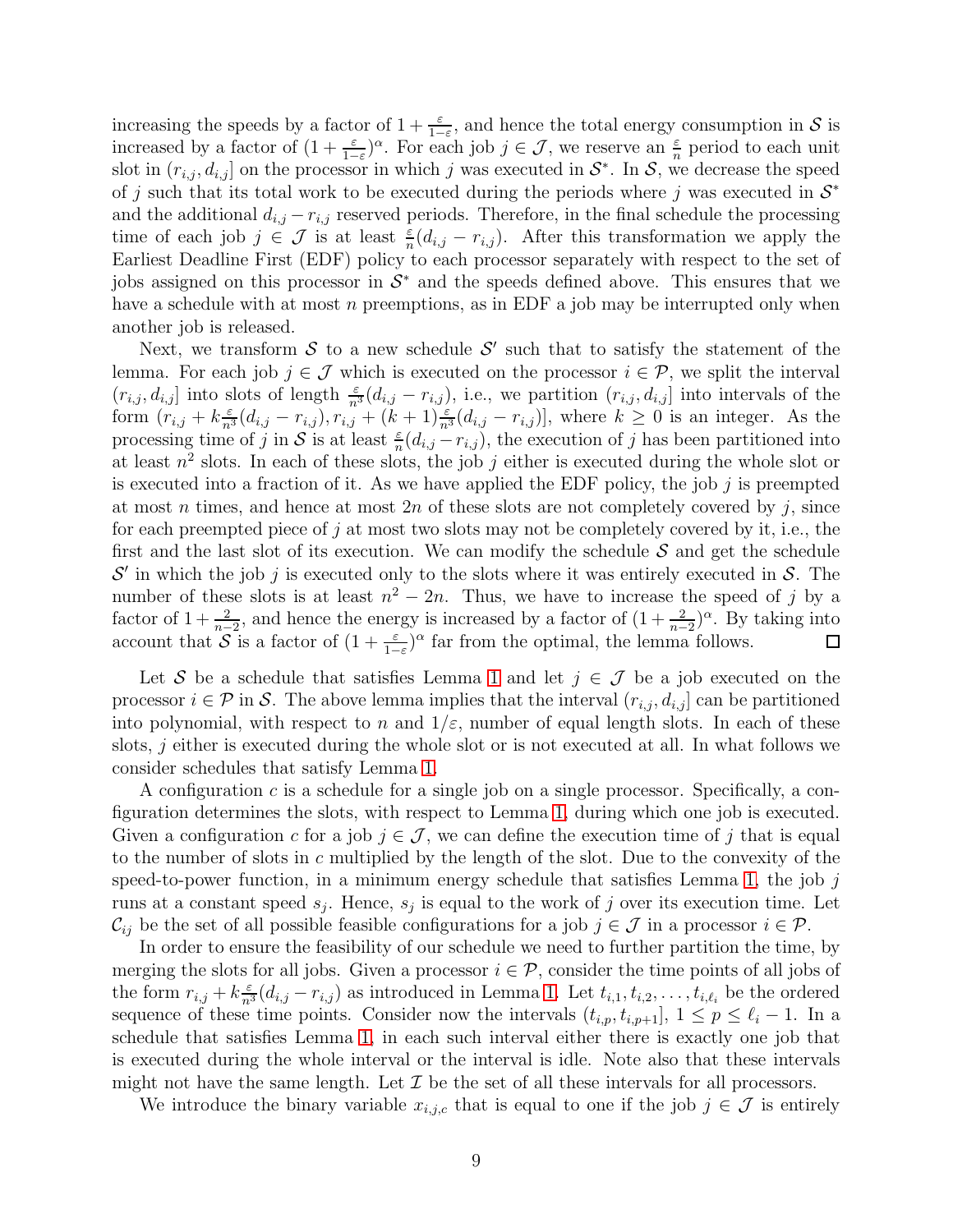increasing the speeds by a factor of $1+\frac{\varepsilon}{1-\varepsilon}$, and hence the total energy consumption in $\mathcal{S}$ is increased by a factor of $(1+\frac{\varepsilon}{1-\varepsilon})^{\alpha}$. For each job $j \in \mathcal{J}$, we reserve an $\frac{\varepsilon}{n}$ period to each unit slot in $(r_{i,j}, d_{i,j}]$ on the processor in which $j$ was executed in $\mathcal{S}^*$. In $\mathcal{S}$, we decrease the speed of $j$ such that its total work to be executed during the periods where $j$ was executed in $\mathcal{S}^*$ and the additional $d_{i,j}-r_{i,j}$ reserved periods. Therefore, in the final schedule the processing time of each job $j \in \mathcal{J}$ is at least $\frac{\varepsilon}{n}(d_{i,j}-r_{i,j})$. After this transformation we apply the Earliest Deadline First (EDF) policy to each processor separately with respect to the set of jobs assigned on this processor in $\mathcal{S}^*$ and the speeds defined above. This ensures that we have a schedule with at most $n$ preemptions, as in EDF a job may be interrupted only when another job is released.

Next, we transform $\mathcal{S}$ to a new schedule $\mathcal{S}'$ such that to satisfy the statement of the lemma. For each job $j \in \mathcal{J}$ which is executed on the processor $i \in \mathcal{P}$, we split the interval $(r_{i,j}, d_{i,j}]$ into slots of length $\frac{\varepsilon}{n^3}(d_{i,j}-r_{i,j})$, i.e., we partition $(r_{i,j}, d_{i,j}]$ into intervals of the form $(r_{i,j}+k\frac{\varepsilon}{n^3}(d_{i,j}-r_{i,j}), r_{i,j}+(k+1)\frac{\varepsilon}{n^3}(d_{i,j}-r_{i,j})]$, where $k \geq 0$ is an integer. As the processing time of $j$ in $\mathcal{S}$ is at least $\frac{\varepsilon}{n}(d_{i,j}-r_{i,j})$, the execution of $j$ has been partitioned into at least $n^2$ slots. In each of these slots, the job $j$ either is executed during the whole slot or is executed into a fraction of it. As we have applied the EDF policy, the job $j$ is preempted at most $n$ times, and hence at most $2n$ of these slots are not completely covered by $j$, since for each preempted piece of $j$ at most two slots may not be completely covered by it, i.e., the first and the last slot of its execution. We can modify the schedule $\mathcal{S}$ and get the schedule $\mathcal{S}'$ in which the job $j$ is executed only to the slots where it was entirely executed in $\mathcal{S}$. The number of these slots is at least $n^2-2n$. Thus, we have to increase the speed of $j$ by a factor of $1+\frac{2}{n-2}$, and hence the energy is increased by a factor of $(1+\frac{2}{n-2})^{\alpha}$. By taking into account that $\mathcal{S}$ is a factor of $(1+\frac{\varepsilon}{1-\varepsilon})^{\alpha}$ far from the optimal, the lemma follows. □

Let $\mathcal{S}$ be a schedule that satisfies Lemma 1 and let $j \in \mathcal{J}$ be a job executed on the processor $i \in \mathcal{P}$ in $\mathcal{S}$. The above lemma implies that the interval $(r_{i,j}, d_{i,j}]$ can be partitioned into polynomial, with respect to $n$ and $1/\varepsilon$, number of equal length slots. In each of these slots, $j$ either is executed during the whole slot or is not executed at all. In what follows we consider schedules that satisfy Lemma 1.

A configuration $c$ is a schedule for a single job on a single processor. Specifically, a configuration determines the slots, with respect to Lemma 1, during which one job is executed. Given a configuration $c$ for a job $j \in \mathcal{J}$, we can define the execution time of $j$ that is equal to the number of slots in $c$ multiplied by the length of the slot. Due to the convexity of the speed-to-power function, in a minimum energy schedule that satisfies Lemma 1, the job $j$ runs at a constant speed $s_j$. Hence, $s_j$ is equal to the work of $j$ over its execution time. Let $\mathcal{C}_{ij}$ be the set of all possible feasible configurations for a job $j \in \mathcal{J}$ in a processor $i \in \mathcal{P}$.

In order to ensure the feasibility of our schedule we need to further partition the time, by merging the slots for all jobs. Given a processor $i \in \mathcal{P}$, consider the time points of all jobs of the form $r_{i,j}+k\frac{\varepsilon}{n^3}(d_{i,j}-r_{i,j})$ as introduced in Lemma 1. Let $t_{i,1}, t_{i,2}, \ldots, t_{i,\ell_i}$ be the ordered sequence of these time points. Consider now the intervals $(t_{i,p}, t_{i,p+1}]$, $1 \leq p \leq \ell_i - 1$. In a schedule that satisfies Lemma 1, in each such interval either there is exactly one job that is executed during the whole interval or the interval is idle. Note also that these intervals might not have the same length. Let $\mathcal{I}$ be the set of all these intervals for all processors.

We introduce the binary variable $x_{i,j,c}$ that is equal to one if the job $j \in \mathcal{J}$ is entirely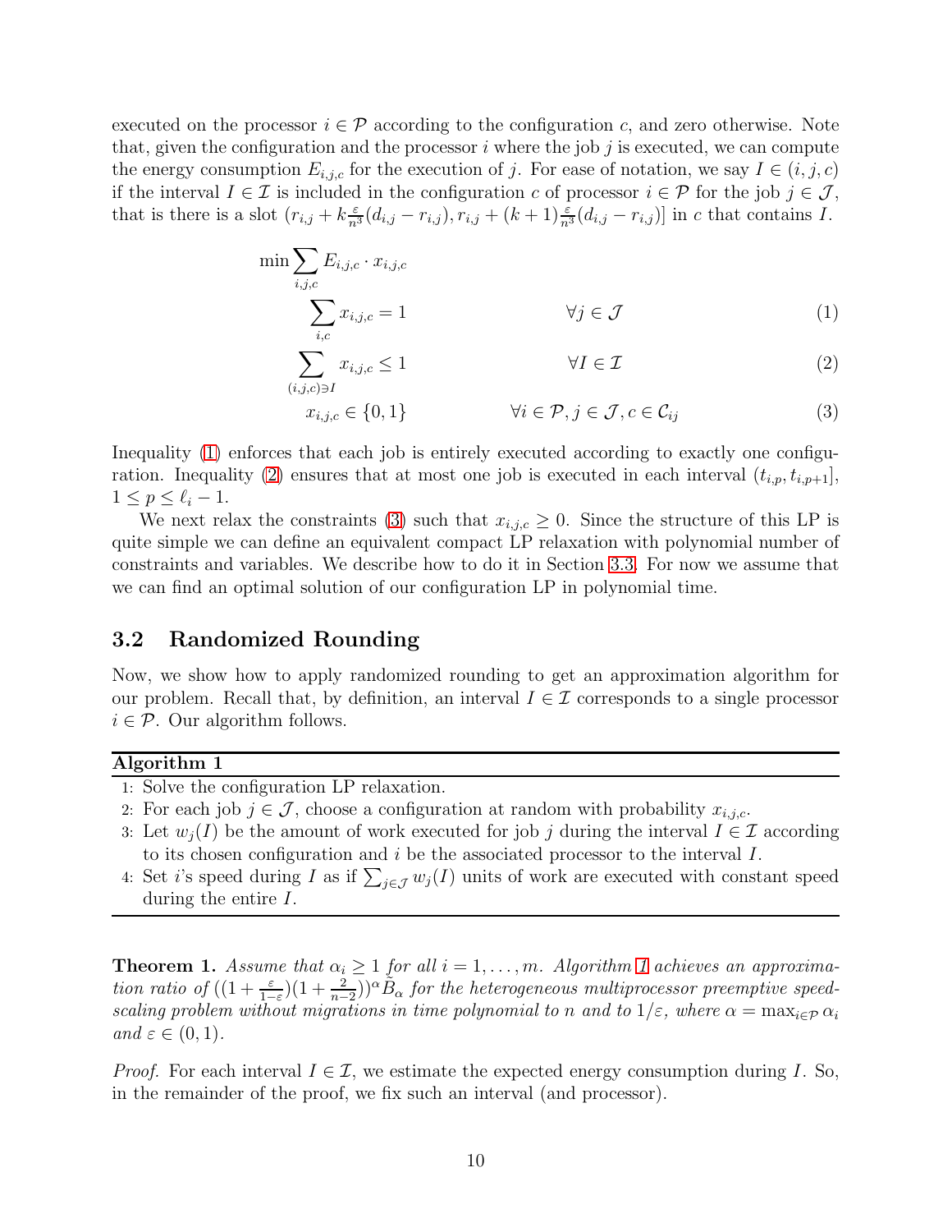executed on the processor $i \in \mathcal{P}$ according to the configuration $c$, and zero otherwise. Note that, given the configuration and the processor $i$ where the job $j$ is executed, we can compute the energy consumption $E_{i,j,c}$ for the execution of $j$. For ease of notation, we say $I \in (i,j,c)$ if the interval $I \in \mathcal{I}$ is included in the configuration $c$ of processor $i \in \mathcal{P}$ for the job $j \in \mathcal{J}$, that is there is a slot $(r_{i,j} + k\frac{\varepsilon}{n^3}(d_{i,j} - r_{i,j}), r_{i,j} + (k+1)\frac{\varepsilon}{n^3}(d_{i,j} - r_{i,j})]$ in $c$ that contains $I$.

$$\min \sum_{i,j,c} E_{i,j,c} \cdot x_{i,j,c}$$

$$\sum_{i,c} x_{i,j,c} = 1 \qquad \forall j \in \mathcal{J} \tag{1}$$

$$\sum_{(i,j,c) \ni I} x_{i,j,c} \leq 1 \qquad \forall I \in \mathcal{I} \tag{2}$$

$$x_{i,j,c} \in \{0,1\} \qquad \forall i \in \mathcal{P}, j \in \mathcal{J}, c \in \mathcal{C}_{ij} \tag{3}$$

Inequality (1) enforces that each job is entirely executed according to exactly one configuration. Inequality (2) ensures that at most one job is executed in each interval $(t_{i,p}, t_{i,p+1}]$, $1 \leq p \leq \ell_i - 1$.

We next relax the constraints (3) such that $x_{i,j,c} \geq 0$. Since the structure of this LP is quite simple we can define an equivalent compact LP relaxation with polynomial number of constraints and variables. We describe how to do it in Section 3.3. For now we assume that we can find an optimal solution of our configuration LP in polynomial time.

## 3.2 Randomized Rounding

Now, we show how to apply randomized rounding to get an approximation algorithm for our problem. Recall that, by definition, an interval $I \in \mathcal{I}$ corresponds to a single processor $i \in \mathcal{P}$. Our algorithm follows.

**Algorithm 1**

1: Solve the configuration LP relaxation.
2: For each job $j \in \mathcal{J}$, choose a configuration at random with probability $x_{i,j,c}$.
3: Let $w_j(I)$ be the amount of work executed for job $j$ during the interval $I \in \mathcal{I}$ according to its chosen configuration and $i$ be the associated processor to the interval $I$.
4: Set $i$'s speed during $I$ as if $\sum_{j \in \mathcal{J}} w_j(I)$ units of work are executed with constant speed during the entire $I$.

**Theorem 1.** *Assume that $\alpha_i \geq 1$ for all $i = 1, \ldots, m$. Algorithm 1 achieves an approximation ratio of $((1 + \frac{\varepsilon}{1-\varepsilon})(1 + \frac{2}{n-2}))^{\alpha} \tilde{B}_{\alpha}$ for the heterogeneous multiprocessor preemptive speed-scaling problem without migrations in time polynomial to $n$ and to $1/\varepsilon$, where $\alpha = \max_{i \in \mathcal{P}} \alpha_i$ and $\varepsilon \in (0,1)$.*

*Proof.* For each interval $I \in \mathcal{I}$, we estimate the expected energy consumption during $I$. So, in the remainder of the proof, we fix such an interval (and processor).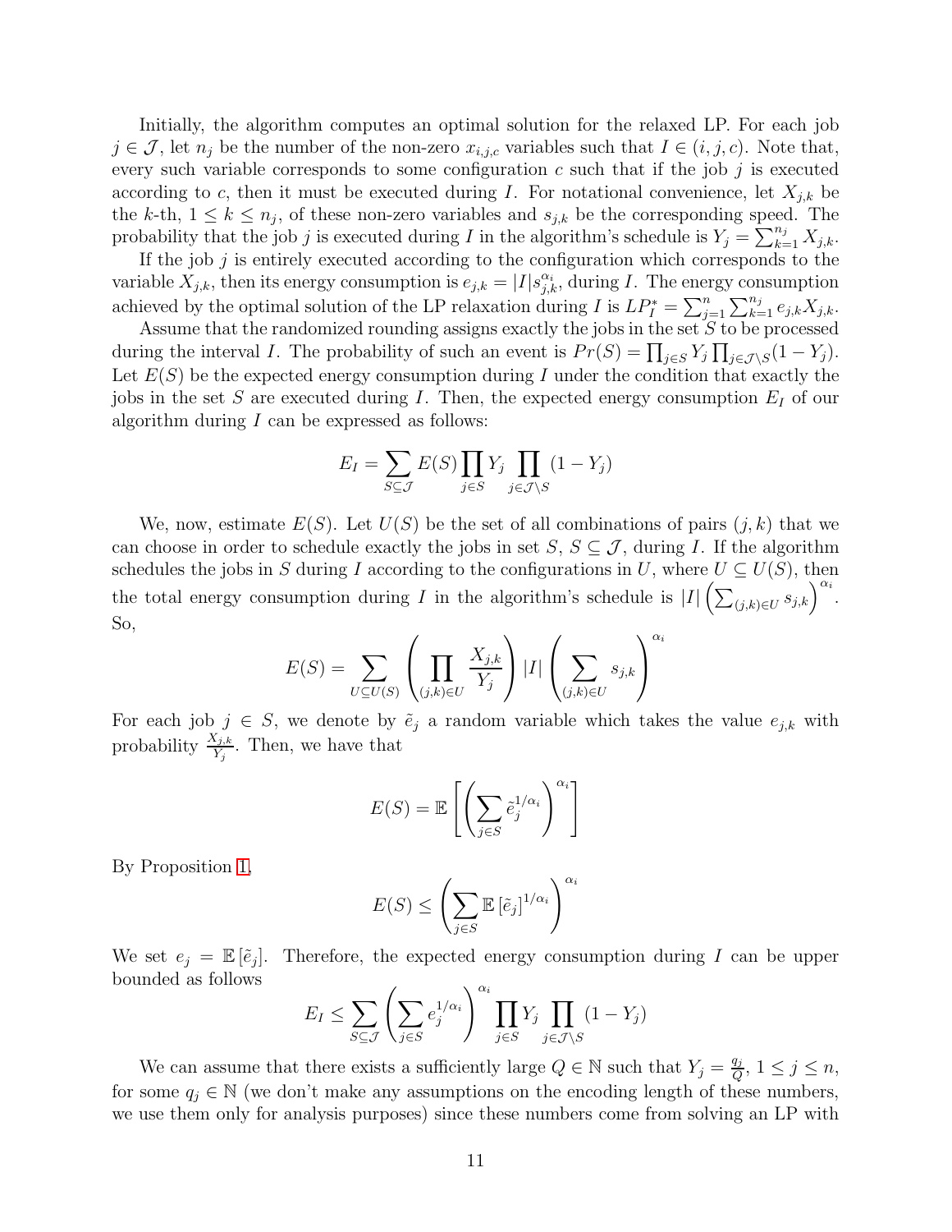Initially, the algorithm computes an optimal solution for the relaxed LP. For each job $j \in \mathcal{J}$, let $n_j$ be the number of the non-zero $x_{i,j,c}$ variables such that $I \in (i, j, c)$. Note that, every such variable corresponds to some configuration $c$ such that if the job $j$ is executed according to $c$, then it must be executed during $I$. For notational convenience, let $X_{j,k}$ be the $k$-th, $1 \leq k \leq n_j$, of these non-zero variables and $s_{j,k}$ be the corresponding speed. The probability that the job $j$ is executed during $I$ in the algorithm's schedule is $Y_j = \sum_{k=1}^{n_j} X_{j,k}$.

If the job $j$ is entirely executed according to the configuration which corresponds to the variable $X_{j,k}$, then its energy consumption is $e_{j,k} = |I| s_{j,k}^{\alpha_i}$, during $I$. The energy consumption achieved by the optimal solution of the LP relaxation during $I$ is $LP_I^* = \sum_{j=1}^{n} \sum_{k=1}^{n_j} e_{j,k} X_{j,k}$.

Assume that the randomized rounding assigns exactly the jobs in the set $S$ to be processed during the interval $I$. The probability of such an event is $Pr(S) = \prod_{j \in S} Y_j \prod_{j \in \mathcal{J} \setminus S} (1 - Y_j)$. Let $E(S)$ be the expected energy consumption during $I$ under the condition that exactly the jobs in the set $S$ are executed during $I$. Then, the expected energy consumption $E_I$ of our algorithm during $I$ can be expressed as follows:

$$E_I = \sum_{S \subseteq \mathcal{J}} E(S) \prod_{j \in S} Y_j \prod_{j \in \mathcal{J} \setminus S} (1 - Y_j)$$

We, now, estimate $E(S)$. Let $U(S)$ be the set of all combinations of pairs $(j, k)$ that we can choose in order to schedule exactly the jobs in set $S$, $S \subseteq \mathcal{J}$, during $I$. If the algorithm schedules the jobs in $S$ during $I$ according to the configurations in $U$, where $U \subseteq U(S)$, then the total energy consumption during $I$ in the algorithm's schedule is $|I| \left( \sum_{(j,k) \in U} s_{j,k} \right)^{\alpha_i}$. So,

$$E(S) = \sum_{U \subseteq U(S)} \left( \prod_{(j,k) \in U} \frac{X_{j,k}}{Y_j} \right) |I| \left( \sum_{(j,k) \in U} s_{j,k} \right)^{\alpha_i}$$

For each job $j \in S$, we denote by $\tilde{e}_j$ a random variable which takes the value $e_{j,k}$ with probability $\frac{X_{j,k}}{Y_j}$. Then, we have that

$$E(S) = \mathbb{E}\left[ \left( \sum_{j \in S} \tilde{e}_j^{1/\alpha_i} \right)^{\alpha_i} \right]$$

By Proposition 1,

$$E(S) \leq \left( \sum_{j \in S} \mathbb{E}\left[\tilde{e}_j\right]^{1/\alpha_i} \right)^{\alpha_i}$$

We set $e_j = \mathbb{E}\left[\tilde{e}_j\right]$. Therefore, the expected energy consumption during $I$ can be upper bounded as follows

$$E_I \leq \sum_{S \subseteq \mathcal{J}} \left( \sum_{j \in S} e_j^{1/\alpha_i} \right)^{\alpha_i} \prod_{j \in S} Y_j \prod_{j \in \mathcal{J} \setminus S} (1 - Y_j)$$

We can assume that there exists a sufficiently large $Q \in \mathbb{N}$ such that $Y_j = \frac{q_j}{Q}$, $1 \leq j \leq n$, for some $q_j \in \mathbb{N}$ (we don't make any assumptions on the encoding length of these numbers, we use them only for analysis purposes) since these numbers come from solving an LP with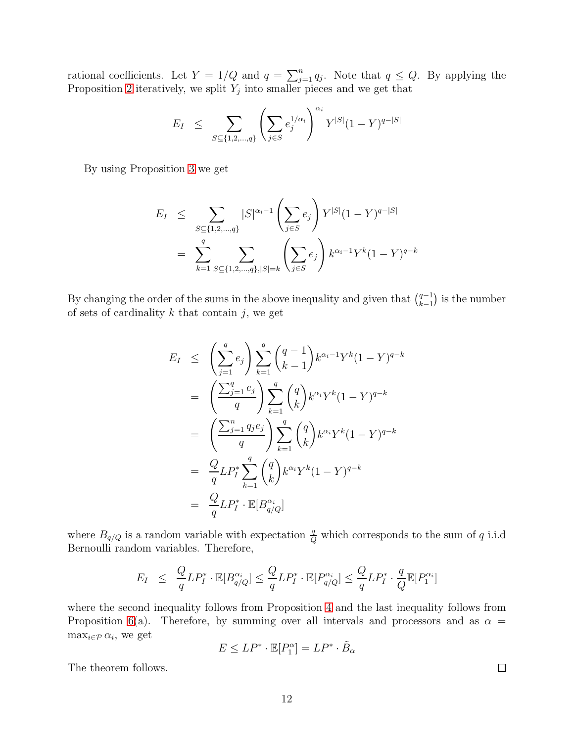rational coefficients. Let $Y = 1/Q$ and $q = \sum_{j=1}^{n} q_j$. Note that $q \leq Q$. By applying the Proposition 2 iteratively, we split $Y_j$ into smaller pieces and we get that

$$E_I \;\; \leq \;\; \sum_{S \subseteq \{1,2,\ldots,q\}} \left( \sum_{j \in S} e_j^{1/\alpha_i} \right)^{\alpha_i} Y^{|S|}(1-Y)^{q-|S|}$$

By using Proposition 3 we get

$$\begin{aligned}
E_I \;\; &\leq \;\; \sum_{S \subseteq \{1,2,\ldots,q\}} |S|^{\alpha_i - 1} \left( \sum_{j \in S} e_j \right) Y^{|S|}(1-Y)^{q-|S|} \\
&= \;\; \sum_{k=1}^{q} \sum_{S \subseteq \{1,2,\ldots,q\}, |S| = k} \left( \sum_{j \in S} e_j \right) k^{\alpha_i - 1} Y^k (1-Y)^{q-k}
\end{aligned}$$

By changing the order of the sums in the above inequality and given that $\binom{q-1}{k-1}$ is the number of sets of cardinality $k$ that contain $j$, we get

$$\begin{aligned}
E_I \;\; &\leq \;\; \left( \sum_{j=1}^{q} e_j \right) \sum_{k=1}^{q} \binom{q-1}{k-1} k^{\alpha_i - 1} Y^k (1-Y)^{q-k} \\
&= \;\; \left( \frac{\sum_{j=1}^{q} e_j}{q} \right) \sum_{k=1}^{q} \binom{q}{k} k^{\alpha_i} Y^k (1-Y)^{q-k} \\
&= \;\; \left( \frac{\sum_{j=1}^{n} q_j e_j}{q} \right) \sum_{k=1}^{q} \binom{q}{k} k^{\alpha_i} Y^k (1-Y)^{q-k} \\
&= \;\; \frac{Q}{q} LP_I^* \sum_{k=1}^{q} \binom{q}{k} k^{\alpha_i} Y^k (1-Y)^{q-k} \\
&= \;\; \frac{Q}{q} LP_I^* \cdot \mathbb{E}[B_{q/Q}^{\alpha_i}]
\end{aligned}$$

where $B_{q/Q}$ is a random variable with expectation $\frac{q}{Q}$ which corresponds to the sum of $q$ i.i.d Bernoulli random variables. Therefore,

$$E_I \;\; \leq \;\; \frac{Q}{q} LP_I^* \cdot \mathbb{E}[B_{q/Q}^{\alpha_i}] \leq \frac{Q}{q} LP_I^* \cdot \mathbb{E}[P_{q/Q}^{\alpha_i}] \leq \frac{Q}{q} LP_I^* \cdot \frac{q}{Q} \mathbb{E}[P_1^{\alpha_i}]$$

where the second inequality follows from Proposition 4 and the last inequality follows from Proposition 6(a). Therefore, by summing over all intervals and processors and as $\alpha = \max_{i \in \mathcal{P}} \alpha_i$, we get

$$E \leq LP^* \cdot \mathbb{E}[P_1^{\alpha}] = LP^* \cdot \tilde{B}_{\alpha}$$

The theorem follows. □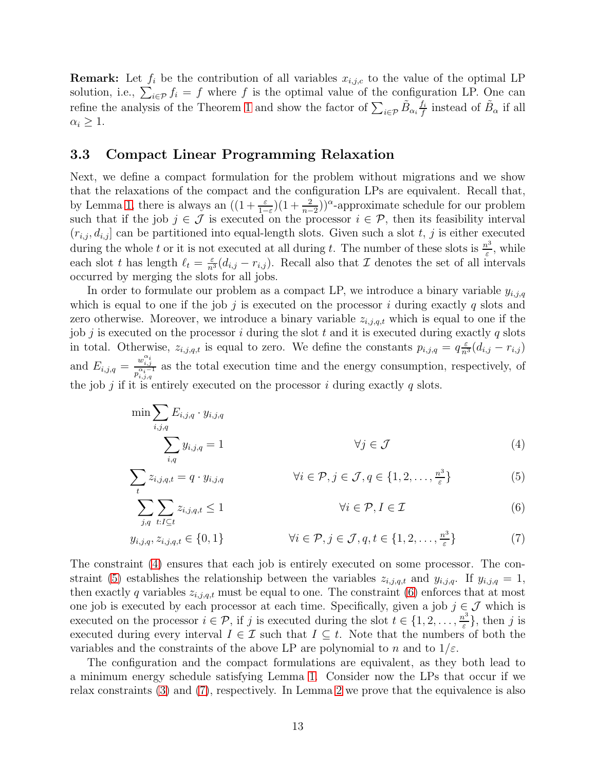**Remark:** Let $f_i$ be the contribution of all variables $x_{i,j,c}$ to the value of the optimal LP solution, i.e., $\sum_{i \in \mathcal{P}} f_i = f$ where $f$ is the optimal value of the configuration LP. One can refine the analysis of the Theorem 1 and show the factor of $\sum_{i \in \mathcal{P}} \tilde{B}_{\alpha_i} \frac{f_i}{f}$ instead of $\tilde{B}_\alpha$ if all $\alpha_i \geq 1$.

### 3.3 Compact Linear Programming Relaxation

Next, we define a compact formulation for the problem without migrations and we show that the relaxations of the compact and the configuration LPs are equivalent. Recall that, by Lemma 1, there is always an $((1+\frac{\varepsilon}{1-\varepsilon})(1+\frac{2}{n-2}))^\alpha$-approximate schedule for our problem such that if the job $j \in \mathcal{J}$ is executed on the processor $i \in \mathcal{P}$, then its feasibility interval $(r_{i,j}, d_{i,j}]$ can be partitioned into equal-length slots. Given such a slot $t$, $j$ is either executed during the whole $t$ or it is not executed at all during $t$. The number of these slots is $\frac{n^3}{\varepsilon}$, while each slot $t$ has length $\ell_t = \frac{\varepsilon}{n^3}(d_{i,j} - r_{i,j})$. Recall also that $\mathcal{I}$ denotes the set of all intervals occurred by merging the slots for all jobs.

In order to formulate our problem as a compact LP, we introduce a binary variable $y_{i,j,q}$ which is equal to one if the job $j$ is executed on the processor $i$ during exactly $q$ slots and zero otherwise. Moreover, we introduce a binary variable $z_{i,j,q,t}$ which is equal to one if the job $j$ is executed on the processor $i$ during the slot $t$ and it is executed during exactly $q$ slots in total. Otherwise, $z_{i,j,q,t}$ is equal to zero. We define the constants $p_{i,j,q} = q\frac{\varepsilon}{n^3}(d_{i,j} - r_{i,j})$ and $E_{i,j,q} = \frac{w_{i,j}^{\alpha_i}}{p_{i,j,q}^{\alpha_i - 1}}$ as the total execution time and the energy consumption, respectively, of the job $j$ if it is entirely executed on the processor $i$ during exactly $q$ slots.

$$\min \sum_{i,j,q} E_{i,j,q} \cdot y_{i,j,q}$$

$$\sum_{i,q} y_{i,j,q} = 1 \qquad \forall j \in \mathcal{J} \tag{4}$$

$$\sum_{t} z_{i,j,q,t} = q \cdot y_{i,j,q} \qquad \forall i \in \mathcal{P}, j \in \mathcal{J}, q \in \{1, 2, \dots, \tfrac{n^3}{\varepsilon}\} \tag{5}$$

$$\sum_{j,q} \sum_{t: I \subseteq t} z_{i,j,q,t} \leq 1 \qquad \forall i \in \mathcal{P}, I \in \mathcal{I} \tag{6}$$

$$y_{i,j,q}, z_{i,j,q,t} \in \{0, 1\} \qquad \forall i \in \mathcal{P}, j \in \mathcal{J}, q, t \in \{1, 2, \dots, \tfrac{n^3}{\varepsilon}\} \tag{7}$$

The constraint (4) ensures that each job is entirely executed on some processor. The constraint (5) establishes the relationship between the variables $z_{i,j,q,t}$ and $y_{i,j,q}$. If $y_{i,j,q} = 1$, then exactly $q$ variables $z_{i,j,q,t}$ must be equal to one. The constraint (6) enforces that at most one job is executed by each processor at each time. Specifically, given a job $j \in \mathcal{J}$ which is executed on the processor $i \in \mathcal{P}$, if $j$ is executed during the slot $t \in \{1, 2, \dots, \frac{n^3}{\varepsilon}\}$, then $j$ is executed during every interval $I \in \mathcal{I}$ such that $I \subseteq t$. Note that the numbers of both the variables and the constraints of the above LP are polynomial to $n$ and to $1/\varepsilon$.

The configuration and the compact formulations are equivalent, as they both lead to a minimum energy schedule satisfying Lemma 1. Consider now the LPs that occur if we relax constraints (3) and (7), respectively. In Lemma 2 we prove that the equivalence is also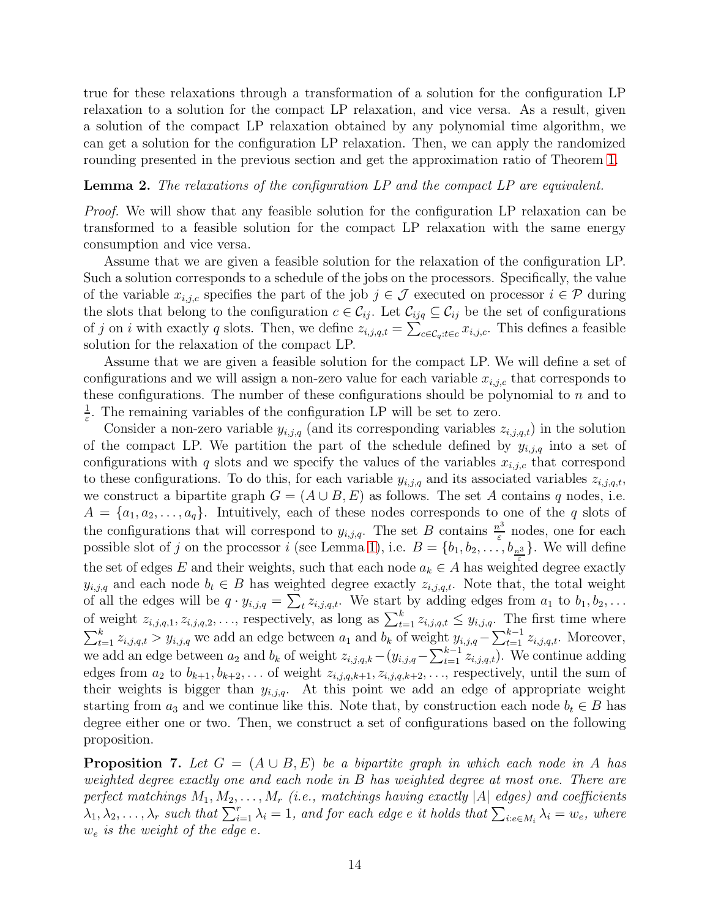true for these relaxations through a transformation of a solution for the configuration LP relaxation to a solution for the compact LP relaxation, and vice versa. As a result, given a solution of the compact LP relaxation obtained by any polynomial time algorithm, we can get a solution for the configuration LP relaxation. Then, we can apply the randomized rounding presented in the previous section and get the approximation ratio of Theorem 1.

**Lemma 2.** *The relaxations of the configuration LP and the compact LP are equivalent.*

*Proof.* We will show that any feasible solution for the configuration LP relaxation can be transformed to a feasible solution for the compact LP relaxation with the same energy consumption and vice versa.

Assume that we are given a feasible solution for the relaxation of the configuration LP. Such a solution corresponds to a schedule of the jobs on the processors. Specifically, the value of the variable $x_{i,j,c}$ specifies the part of the job $j \in \mathcal{J}$ executed on processor $i \in \mathcal{P}$ during the slots that belong to the configuration $c \in \mathcal{C}_{ij}$. Let $\mathcal{C}_{ijq} \subseteq \mathcal{C}_{ij}$ be the set of configurations of $j$ on $i$ with exactly $q$ slots. Then, we define $z_{i,j,q,t} = \sum_{c \in \mathcal{C}_q : t \in c} x_{i,j,c}$. This defines a feasible solution for the relaxation of the compact LP.

Assume that we are given a feasible solution for the compact LP. We will define a set of configurations and we will assign a non-zero value for each variable $x_{i,j,c}$ that corresponds to these configurations. The number of these configurations should be polynomial to $n$ and to $\frac{1}{\varepsilon}$. The remaining variables of the configuration LP will be set to zero.

Consider a non-zero variable $y_{i,j,q}$ (and its corresponding variables $z_{i,j,q,t}$) in the solution of the compact LP. We partition the part of the schedule defined by $y_{i,j,q}$ into a set of configurations with $q$ slots and we specify the values of the variables $x_{i,j,c}$ that correspond to these configurations. To do this, for each variable $y_{i,j,q}$ and its associated variables $z_{i,j,q,t}$, we construct a bipartite graph $G = (A \cup B, E)$ as follows. The set $A$ contains $q$ nodes, i.e. $A = \{a_1, a_2, \ldots, a_q\}$. Intuitively, each of these nodes corresponds to one of the $q$ slots of the configurations that will correspond to $y_{i,j,q}$. The set $B$ contains $\frac{n^3}{\varepsilon}$ nodes, one for each possible slot of $j$ on the processor $i$ (see Lemma 1), i.e. $B = \{b_1, b_2, \ldots, b_{\frac{n^3}{\varepsilon}}\}$. We will define the set of edges $E$ and their weights, such that each node $a_k \in A$ has weighted degree exactly $y_{i,j,q}$ and each node $b_t \in B$ has weighted degree exactly $z_{i,j,q,t}$. Note that, the total weight of all the edges will be $q \cdot y_{i,j,q} = \sum_t z_{i,j,q,t}$. We start by adding edges from $a_1$ to $b_1, b_2, \ldots$ of weight $z_{i,j,q,1}, z_{i,j,q,2}, \ldots$, respectively, as long as $\sum_{t=1}^{k} z_{i,j,q,t} \leq y_{i,j,q}$. The first time where $\sum_{t=1}^{k} z_{i,j,q,t} > y_{i,j,q}$ we add an edge between $a_1$ and $b_k$ of weight $y_{i,j,q} - \sum_{t=1}^{k-1} z_{i,j,q,t}$. Moreover, we add an edge between $a_2$ and $b_k$ of weight $z_{i,j,q,k} - (y_{i,j,q} - \sum_{t=1}^{k-1} z_{i,j,q,t})$. We continue adding edges from $a_2$ to $b_{k+1}, b_{k+2}, \ldots$ of weight $z_{i,j,q,k+1}, z_{i,j,q,k+2}, \ldots$, respectively, until the sum of their weights is bigger than $y_{i,j,q}$. At this point we add an edge of appropriate weight starting from $a_3$ and we continue like this. Note that, by construction each node $b_t \in B$ has degree either one or two. Then, we construct a set of configurations based on the following proposition.

**Proposition 7.** *Let $G = (A \cup B, E)$ be a bipartite graph in which each node in $A$ has weighted degree exactly one and each node in $B$ has weighted degree at most one. There are perfect matchings $M_1, M_2, \ldots, M_r$ (i.e., matchings having exactly $|A|$ edges) and coefficients $\lambda_1, \lambda_2, \ldots, \lambda_r$ such that $\sum_{i=1}^{r} \lambda_i = 1$, and for each edge $e$ it holds that $\sum_{i: e \in M_i} \lambda_i = w_e$, where $w_e$ is the weight of the edge $e$.*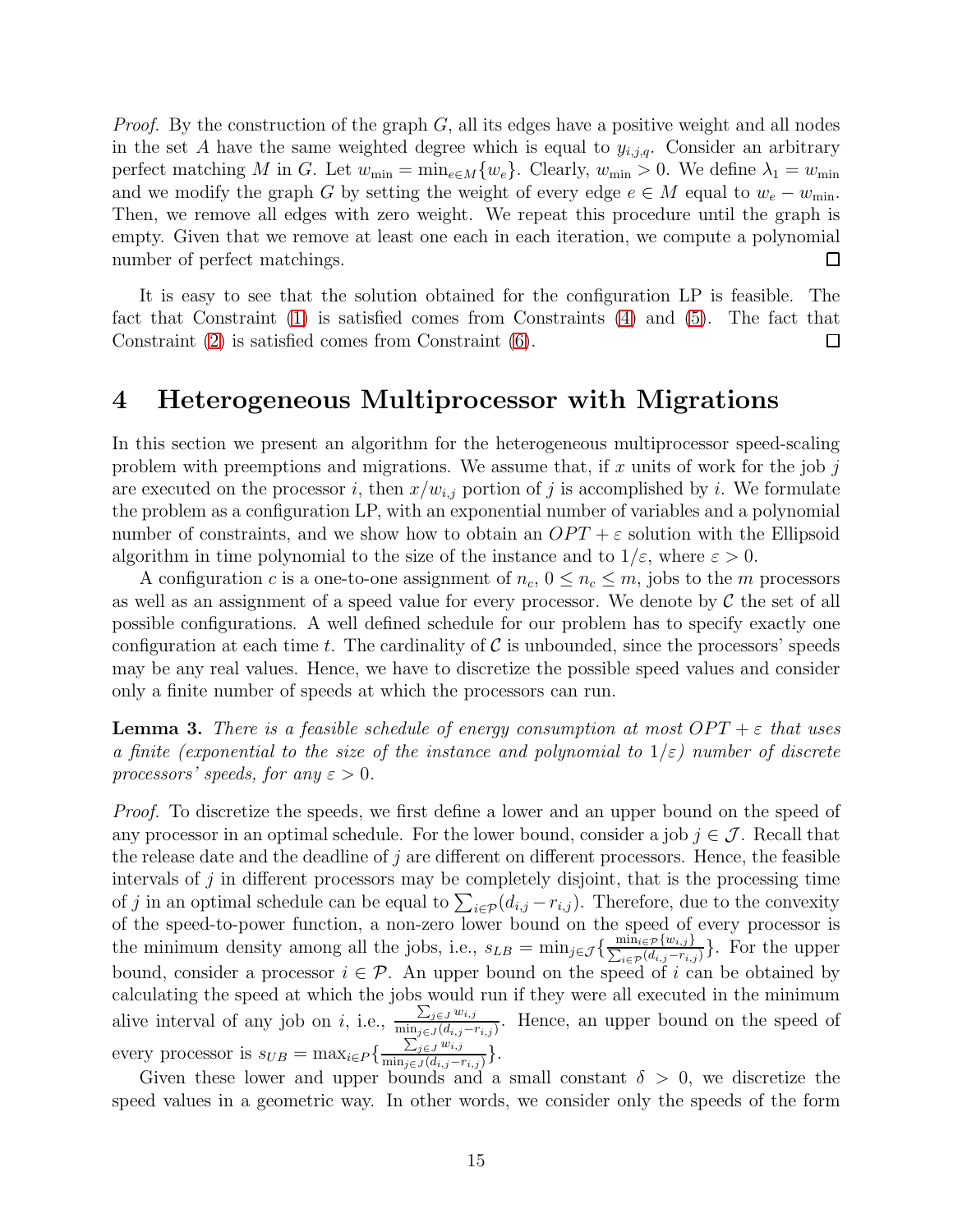*Proof.* By the construction of the graph $G$, all its edges have a positive weight and all nodes in the set $A$ have the same weighted degree which is equal to $y_{i,j,q}$. Consider an arbitrary perfect matching $M$ in $G$. Let $w_{\min} = \min_{e \in M}\{w_e\}$. Clearly, $w_{\min} > 0$. We define $\lambda_1 = w_{\min}$ and we modify the graph $G$ by setting the weight of every edge $e \in M$ equal to $w_e - w_{\min}$. Then, we remove all edges with zero weight. We repeat this procedure until the graph is empty. Given that we remove at least one each in each iteration, we compute a polynomial number of perfect matchings. □

It is easy to see that the solution obtained for the configuration LP is feasible. The fact that Constraint (1) is satisfied comes from Constraints (4) and (5). The fact that Constraint (2) is satisfied comes from Constraint (6). □

# 4 Heterogeneous Multiprocessor with Migrations

In this section we present an algorithm for the heterogeneous multiprocessor speed-scaling problem with preemptions and migrations. We assume that, if $x$ units of work for the job $j$ are executed on the processor $i$, then $x/w_{i,j}$ portion of $j$ is accomplished by $i$. We formulate the problem as a configuration LP, with an exponential number of variables and a polynomial number of constraints, and we show how to obtain an $OPT + \varepsilon$ solution with the Ellipsoid algorithm in time polynomial to the size of the instance and to $1/\varepsilon$, where $\varepsilon > 0$.

A configuration $c$ is a one-to-one assignment of $n_c$, $0 \leq n_c \leq m$, jobs to the $m$ processors as well as an assignment of a speed value for every processor. We denote by $\mathcal{C}$ the set of all possible configurations. A well defined schedule for our problem has to specify exactly one configuration at each time $t$. The cardinality of $\mathcal{C}$ is unbounded, since the processors' speeds may be any real values. Hence, we have to discretize the possible speed values and consider only a finite number of speeds at which the processors can run.

**Lemma 3.** *There is a feasible schedule of energy consumption at most $OPT + \varepsilon$ that uses a finite (exponential to the size of the instance and polynomial to $1/\varepsilon$) number of discrete processors' speeds, for any $\varepsilon > 0$.*

*Proof.* To discretize the speeds, we first define a lower and an upper bound on the speed of any processor in an optimal schedule. For the lower bound, consider a job $j \in \mathcal{J}$. Recall that the release date and the deadline of $j$ are different on different processors. Hence, the feasible intervals of $j$ in different processors may be completely disjoint, that is the processing time of $j$ in an optimal schedule can be equal to $\sum_{i \in \mathcal{P}}(d_{i,j} - r_{i,j})$. Therefore, due to the convexity of the speed-to-power function, a non-zero lower bound on the speed of every processor is the minimum density among all the jobs, i.e., $s_{LB} = \min_{j \in \mathcal{J}}\{\frac{\min_{i \in \mathcal{P}}\{w_{i,j}\}}{\sum_{i \in \mathcal{P}}(d_{i,j} - r_{i,j})}\}$. For the upper bound, consider a processor $i \in \mathcal{P}$. An upper bound on the speed of $i$ can be obtained by calculating the speed at which the jobs would run if they were all executed in the minimum alive interval of any job on $i$, i.e., $\frac{\sum_{j \in J} w_{i,j}}{\min_{j \in J}(d_{i,j} - r_{i,j})}$. Hence, an upper bound on the speed of every processor is $s_{UB} = \max_{i \in P}\{\frac{\sum_{j \in J} w_{i,j}}{\min_{j \in J}(d_{i,j} - r_{i,j})}\}$.

Given these lower and upper bounds and a small constant $\delta > 0$, we discretize the speed values in a geometric way. In other words, we consider only the speeds of the form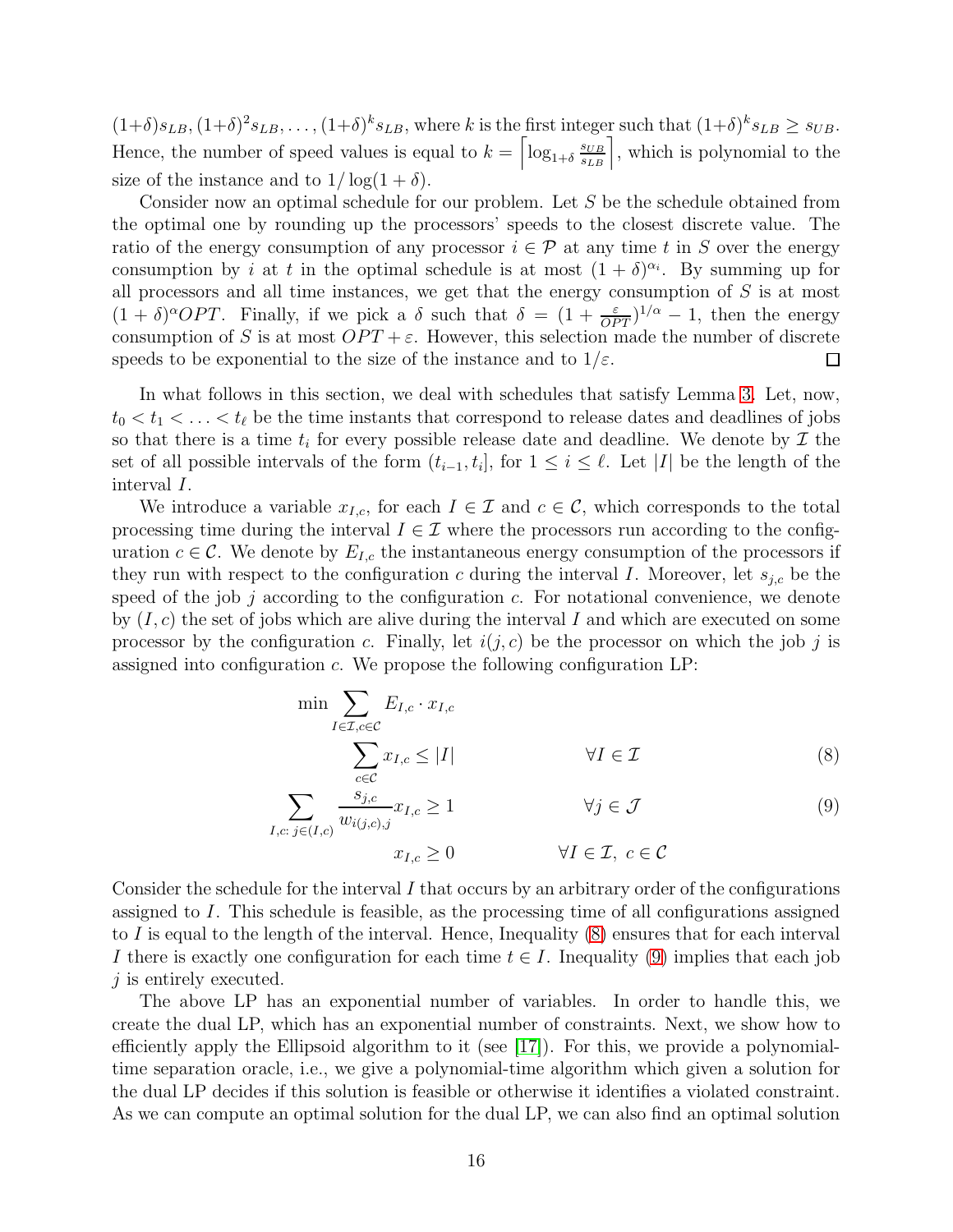$(1+\delta)s_{LB}, (1+\delta)^2 s_{LB}, \ldots, (1+\delta)^k s_{LB}$, where $k$ is the first integer such that $(1+\delta)^k s_{LB} \geq s_{UB}$. Hence, the number of speed values is equal to $k = \left\lceil \log_{1+\delta} \frac{s_{UB}}{s_{LB}} \right\rceil$, which is polynomial to the size of the instance and to $1/\log(1+\delta)$.

Consider now an optimal schedule for our problem. Let $S$ be the schedule obtained from the optimal one by rounding up the processors' speeds to the closest discrete value. The ratio of the energy consumption of any processor $i \in \mathcal{P}$ at any time $t$ in $S$ over the energy consumption by $i$ at $t$ in the optimal schedule is at most $(1+\delta)^{\alpha_i}$. By summing up for all processors and all time instances, we get that the energy consumption of $S$ is at most $(1+\delta)^{\alpha} OPT$. Finally, if we pick a $\delta$ such that $\delta = (1+\frac{\varepsilon}{OPT})^{1/\alpha} - 1$, then the energy consumption of $S$ is at most $OPT + \varepsilon$. However, this selection made the number of discrete speeds to be exponential to the size of the instance and to $1/\varepsilon$. □

In what follows in this section, we deal with schedules that satisfy Lemma 3. Let, now, $t_0 < t_1 < \ldots < t_\ell$ be the time instants that correspond to release dates and deadlines of jobs so that there is a time $t_i$ for every possible release date and deadline. We denote by $\mathcal{I}$ the set of all possible intervals of the form $(t_{i-1}, t_i]$, for $1 \leq i \leq \ell$. Let $|I|$ be the length of the interval $I$.

We introduce a variable $x_{I,c}$, for each $I \in \mathcal{I}$ and $c \in \mathcal{C}$, which corresponds to the total processing time during the interval $I \in \mathcal{I}$ where the processors run according to the configuration $c \in \mathcal{C}$. We denote by $E_{I,c}$ the instantaneous energy consumption of the processors if they run with respect to the configuration $c$ during the interval $I$. Moreover, let $s_{j,c}$ be the speed of the job $j$ according to the configuration $c$. For notational convenience, we denote by $(I,c)$ the set of jobs which are alive during the interval $I$ and which are executed on some processor by the configuration $c$. Finally, let $i(j,c)$ be the processor on which the job $j$ is assigned into configuration $c$. We propose the following configuration LP:

$$\min \sum_{I \in \mathcal{I}, c \in \mathcal{C}} E_{I,c} \cdot x_{I,c}$$

$$\sum_{c \in \mathcal{C}} x_{I,c} \leq |I| \qquad \forall I \in \mathcal{I} \tag{8}$$

$$\sum_{I,c \colon j \in (I,c)} \frac{s_{j,c}}{w_{i(j,c),j}} x_{I,c} \geq 1 \qquad \forall j \in \mathcal{J} \tag{9}$$

$$x_{I,c} \geq 0 \qquad \forall I \in \mathcal{I},\ c \in \mathcal{C}$$

Consider the schedule for the interval $I$ that occurs by an arbitrary order of the configurations assigned to $I$. This schedule is feasible, as the processing time of all configurations assigned to $I$ is equal to the length of the interval. Hence, Inequality (8) ensures that for each interval $I$ there is exactly one configuration for each time $t \in I$. Inequality (9) implies that each job $j$ is entirely executed.

The above LP has an exponential number of variables. In order to handle this, we create the dual LP, which has an exponential number of constraints. Next, we show how to efficiently apply the Ellipsoid algorithm to it (see [17]). For this, we provide a polynomial-time separation oracle, i.e., we give a polynomial-time algorithm which given a solution for the dual LP decides if this solution is feasible or otherwise it identifies a violated constraint. As we can compute an optimal solution for the dual LP, we can also find an optimal solution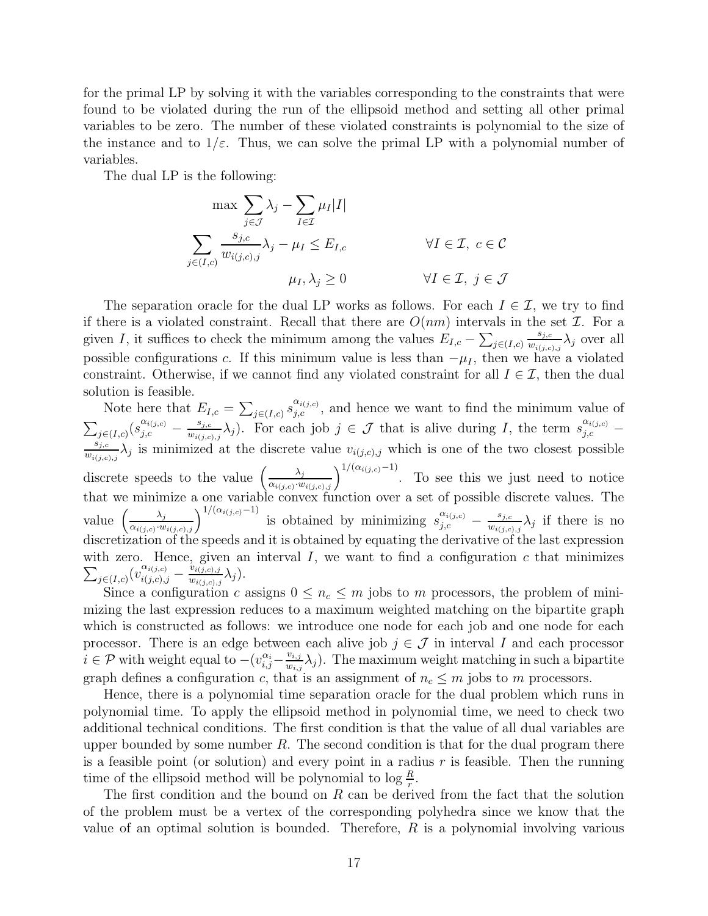for the primal LP by solving it with the variables corresponding to the constraints that were found to be violated during the run of the ellipsoid method and setting all other primal variables to be zero. The number of these violated constraints is polynomial to the size of the instance and to $1/\varepsilon$. Thus, we can solve the primal LP with a polynomial number of variables.

The dual LP is the following:

$$
\begin{aligned}
\max \sum_{j\in\mathcal{J}} \lambda_j - \sum_{I\in\mathcal{I}} \mu_I |I| & & \\
\sum_{j\in(I,c)} \frac{s_{j,c}}{w_{i(j,c),j}} \lambda_j - \mu_I \leq E_{I,c} & & \forall I\in\mathcal{I},\ c\in\mathcal{C} \\
\mu_I, \lambda_j \geq 0 & & \forall I\in\mathcal{I},\ j\in\mathcal{J}
\end{aligned}
$$

The separation oracle for the dual LP works as follows. For each $I\in\mathcal{I}$, we try to find if there is a violated constraint. Recall that there are $O(nm)$ intervals in the set $\mathcal{I}$. For a given $I$, it suffices to check the minimum among the values $E_{I,c} - \sum_{j\in(I,c)} \frac{s_{j,c}}{w_{i(j,c),j}}\lambda_j$ over all possible configurations $c$. If this minimum value is less than $-\mu_I$, then we have a violated constraint. Otherwise, if we cannot find any violated constraint for all $I\in\mathcal{I}$, then the dual solution is feasible.

Note here that $E_{I,c} = \sum_{j\in(I,c)} s_{j,c}^{\alpha_{i(j,c)}}$, and hence we want to find the minimum value of $\sum_{j\in(I,c)}(s_{j,c}^{\alpha_{i(j,c)}} - \frac{s_{j,c}}{w_{i(j,c),j}}\lambda_j)$. For each job $j\in\mathcal{J}$ that is alive during $I$, the term $s_{j,c}^{\alpha_{i(j,c)}} - \frac{s_{j,c}}{w_{i(j,c),j}}\lambda_j$ is minimized at the discrete value $v_{i(j,c),j}$ which is one of the two closest possible discrete speeds to the value $\left(\frac{\lambda_j}{\alpha_{i(j,c)}\cdot w_{i(j,c),j}}\right)^{1/(\alpha_{i(j,c)}-1)}$. To see this we just need to notice that we minimize a one variable convex function over a set of possible discrete values. The value $\left(\frac{\lambda_j}{\alpha_{i(j,c)}\cdot w_{i(j,c),j}}\right)^{1/(\alpha_{i(j,c)}-1)}$ is obtained by minimizing $s_{j,c}^{\alpha_{i(j,c)}} - \frac{s_{j,c}}{w_{i(j,c),j}}\lambda_j$ if there is no discretization of the speeds and it is obtained by equating the derivative of the last expression with zero. Hence, given an interval $I$, we want to find a configuration $c$ that minimizes $\sum_{j\in(I,c)}(v_{i(j,c),j}^{\alpha_{i(j,c)}} - \frac{v_{i(j,c),j}}{w_{i(j,c),j}}\lambda_j)$.

Since a configuration $c$ assigns $0\leq n_c\leq m$ jobs to $m$ processors, the problem of minimizing the last expression reduces to a maximum weighted matching on the bipartite graph which is constructed as follows: we introduce one node for each job and one node for each processor. There is an edge between each alive job $j\in\mathcal{J}$ in interval $I$ and each processor $i\in\mathcal{P}$ with weight equal to $-(v_{i,j}^{\alpha_i} - \frac{v_{i,j}}{w_{i,j}}\lambda_j)$. The maximum weight matching in such a bipartite graph defines a configuration $c$, that is an assignment of $n_c\leq m$ jobs to $m$ processors.

Hence, there is a polynomial time separation oracle for the dual problem which runs in polynomial time. To apply the ellipsoid method in polynomial time, we need to check two additional technical conditions. The first condition is that the value of all dual variables are upper bounded by some number $R$. The second condition is that for the dual program there is a feasible point (or solution) and every point in a radius $r$ is feasible. Then the running time of the ellipsoid method will be polynomial to $\log\frac{R}{r}$.

The first condition and the bound on $R$ can be derived from the fact that the solution of the problem must be a vertex of the corresponding polyhedra since we know that the value of an optimal solution is bounded. Therefore, $R$ is a polynomial involving various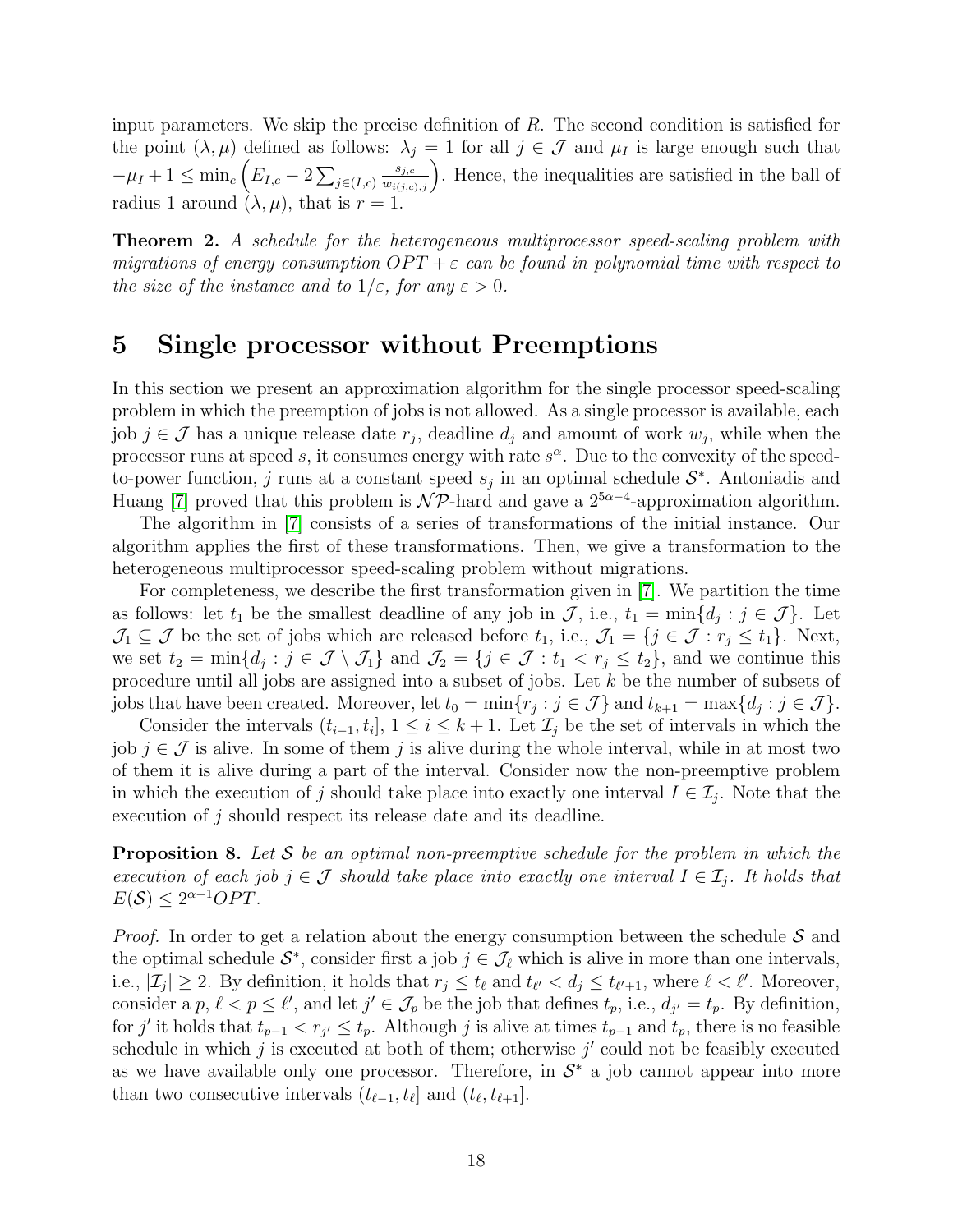input parameters. We skip the precise definition of $R$. The second condition is satisfied for the point $(\lambda, \mu)$ defined as follows: $\lambda_j = 1$ for all $j \in \mathcal{J}$ and $\mu_I$ is large enough such that $-\mu_I + 1 \leq \min_c \left( E_{I,c} - 2 \sum_{j \in (I,c)} \frac{s_{j,c}}{w_{i(j,c),j}} \right)$. Hence, the inequalities are satisfied in the ball of radius 1 around $(\lambda, \mu)$, that is $r = 1$.

**Theorem 2.** *A schedule for the heterogeneous multiprocessor speed-scaling problem with migrations of energy consumption $OPT + \varepsilon$ can be found in polynomial time with respect to the size of the instance and to $1/\varepsilon$, for any $\varepsilon > 0$.*

# 5 Single processor without Preemptions

In this section we present an approximation algorithm for the single processor speed-scaling problem in which the preemption of jobs is not allowed. As a single processor is available, each job $j \in \mathcal{J}$ has a unique release date $r_j$, deadline $d_j$ and amount of work $w_j$, while when the processor runs at speed $s$, it consumes energy with rate $s^\alpha$. Due to the convexity of the speed-to-power function, $j$ runs at a constant speed $s_j$ in an optimal schedule $\mathcal{S}^*$. Antoniadis and Huang [7] proved that this problem is $\mathcal{NP}$-hard and gave a $2^{5\alpha-4}$-approximation algorithm.

The algorithm in [7] consists of a series of transformations of the initial instance. Our algorithm applies the first of these transformations. Then, we give a transformation to the heterogeneous multiprocessor speed-scaling problem without migrations.

For completeness, we describe the first transformation given in [7]. We partition the time as follows: let $t_1$ be the smallest deadline of any job in $\mathcal{J}$, i.e., $t_1 = \min\{d_j : j \in \mathcal{J}\}$. Let $\mathcal{J}_1 \subseteq \mathcal{J}$ be the set of jobs which are released before $t_1$, i.e., $\mathcal{J}_1 = \{j \in \mathcal{J} : r_j \leq t_1\}$. Next, we set $t_2 = \min\{d_j : j \in \mathcal{J} \setminus \mathcal{J}_1\}$ and $\mathcal{J}_2 = \{j \in \mathcal{J} : t_1 < r_j \leq t_2\}$, and we continue this procedure until all jobs are assigned into a subset of jobs. Let $k$ be the number of subsets of jobs that have been created. Moreover, let $t_0 = \min\{r_j : j \in \mathcal{J}\}$ and $t_{k+1} = \max\{d_j : j \in \mathcal{J}\}$.

Consider the intervals $(t_{i-1}, t_i]$, $1 \leq i \leq k+1$. Let $\mathcal{I}_j$ be the set of intervals in which the job $j \in \mathcal{J}$ is alive. In some of them $j$ is alive during the whole interval, while in at most two of them it is alive during a part of the interval. Consider now the non-preemptive problem in which the execution of $j$ should take place into exactly one interval $I \in \mathcal{I}_j$. Note that the execution of $j$ should respect its release date and its deadline.

**Proposition 8.** *Let $\mathcal{S}$ be an optimal non-preemptive schedule for the problem in which the execution of each job $j \in \mathcal{J}$ should take place into exactly one interval $I \in \mathcal{I}_j$. It holds that $E(\mathcal{S}) \leq 2^{\alpha-1} OPT$.*

*Proof.* In order to get a relation about the energy consumption between the schedule $\mathcal{S}$ and the optimal schedule $\mathcal{S}^*$, consider first a job $j \in \mathcal{J}_\ell$ which is alive in more than one intervals, i.e., $|\mathcal{I}_j| \geq 2$. By definition, it holds that $r_j \leq t_\ell$ and $t_{\ell'} < d_j \leq t_{\ell'+1}$, where $\ell < \ell'$. Moreover, consider a $p$, $\ell < p \leq \ell'$, and let $j' \in \mathcal{J}_p$ be the job that defines $t_p$, i.e., $d_{j'} = t_p$. By definition, for $j'$ it holds that $t_{p-1} < r_{j'} \leq t_p$. Although $j$ is alive at times $t_{p-1}$ and $t_p$, there is no feasible schedule in which $j$ is executed at both of them; otherwise $j'$ could not be feasibly executed as we have available only one processor. Therefore, in $\mathcal{S}^*$ a job cannot appear into more than two consecutive intervals $(t_{\ell-1}, t_\ell]$ and $(t_\ell, t_{\ell+1}]$.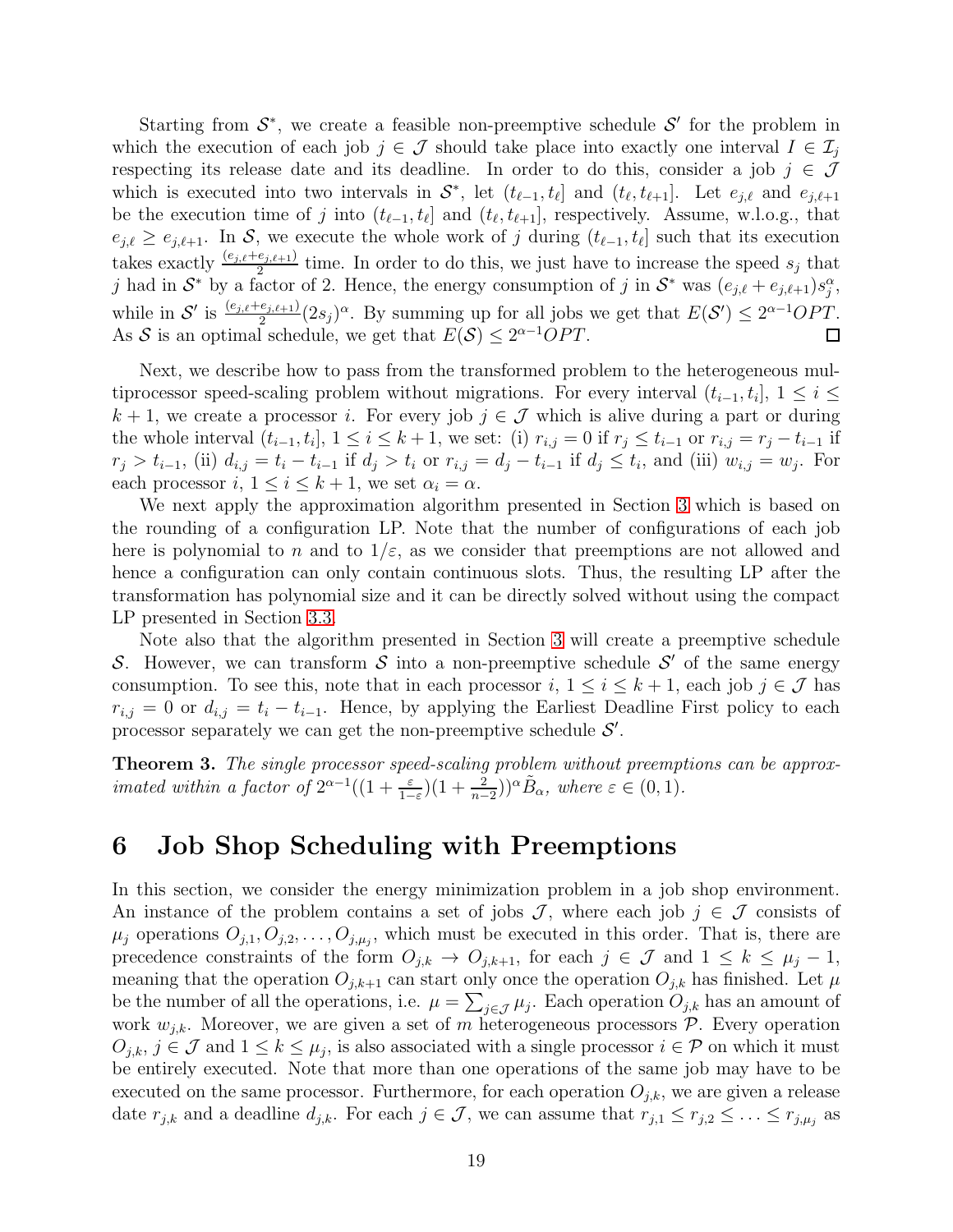Starting from $\mathcal{S}^*$, we create a feasible non-preemptive schedule $\mathcal{S}'$ for the problem in which the execution of each job $j \in \mathcal{J}$ should take place into exactly one interval $I \in \mathcal{I}_j$ respecting its release date and its deadline. In order to do this, consider a job $j \in \mathcal{J}$ which is executed into two intervals in $\mathcal{S}^*$, let $(t_{\ell-1}, t_\ell]$ and $(t_\ell, t_{\ell+1}]$. Let $e_{j,\ell}$ and $e_{j,\ell+1}$ be the execution time of $j$ into $(t_{\ell-1}, t_\ell]$ and $(t_\ell, t_{\ell+1}]$, respectively. Assume, w.l.o.g., that $e_{j,\ell} \geq e_{j,\ell+1}$. In $\mathcal{S}$, we execute the whole work of $j$ during $(t_{\ell-1}, t_\ell]$ such that its execution takes exactly $\frac{(e_{j,\ell}+e_{j,\ell+1})}{2}$ time. In order to do this, we just have to increase the speed $s_j$ that $j$ had in $\mathcal{S}^*$ by a factor of 2. Hence, the energy consumption of $j$ in $\mathcal{S}^*$ was $(e_{j,\ell} + e_{j,\ell+1})s_j^\alpha$, while in $\mathcal{S}'$ is $\frac{(e_{j,\ell}+e_{j,\ell+1})}{2}(2s_j)^\alpha$. By summing up for all jobs we get that $E(\mathcal{S}') \leq 2^{\alpha-1}OPT$. As $\mathcal{S}$ is an optimal schedule, we get that $E(\mathcal{S}) \leq 2^{\alpha-1}OPT$. □

Next, we describe how to pass from the transformed problem to the heterogeneous multiprocessor speed-scaling problem without migrations. For every interval $(t_{i-1}, t_i]$, $1 \leq i \leq k+1$, we create a processor $i$. For every job $j \in \mathcal{J}$ which is alive during a part or during the whole interval $(t_{i-1}, t_i]$, $1 \leq i \leq k+1$, we set: (i) $r_{i,j} = 0$ if $r_j \leq t_{i-1}$ or $r_{i,j} = r_j - t_{i-1}$ if $r_j > t_{i-1}$, (ii) $d_{i,j} = t_i - t_{i-1}$ if $d_j > t_i$ or $r_{i,j} = d_j - t_{i-1}$ if $d_j \leq t_i$, and (iii) $w_{i,j} = w_j$. For each processor $i$, $1 \leq i \leq k+1$, we set $\alpha_i = \alpha$.

We next apply the approximation algorithm presented in Section 3 which is based on the rounding of a configuration LP. Note that the number of configurations of each job here is polynomial to $n$ and to $1/\varepsilon$, as we consider that preemptions are not allowed and hence a configuration can only contain continuous slots. Thus, the resulting LP after the transformation has polynomial size and it can be directly solved without using the compact LP presented in Section 3.3.

Note also that the algorithm presented in Section 3 will create a preemptive schedule $\mathcal{S}$. However, we can transform $\mathcal{S}$ into a non-preemptive schedule $\mathcal{S}'$ of the same energy consumption. To see this, note that in each processor $i$, $1 \leq i \leq k+1$, each job $j \in \mathcal{J}$ has $r_{i,j} = 0$ or $d_{i,j} = t_i - t_{i-1}$. Hence, by applying the Earliest Deadline First policy to each processor separately we can get the non-preemptive schedule $\mathcal{S}'$.

**Theorem 3.** *The single processor speed-scaling problem without preemptions can be approximated within a factor of* $2^{\alpha-1}((1+\frac{\varepsilon}{1-\varepsilon})(1+\frac{2}{n-2}))^\alpha \tilde{B}_\alpha$, *where* $\varepsilon \in (0,1)$.

# 6 Job Shop Scheduling with Preemptions

In this section, we consider the energy minimization problem in a job shop environment. An instance of the problem contains a set of jobs $\mathcal{J}$, where each job $j \in \mathcal{J}$ consists of $\mu_j$ operations $O_{j,1}, O_{j,2}, \ldots, O_{j,\mu_j}$, which must be executed in this order. That is, there are precedence constraints of the form $O_{j,k} \to O_{j,k+1}$, for each $j \in \mathcal{J}$ and $1 \leq k \leq \mu_j - 1$, meaning that the operation $O_{j,k+1}$ can start only once the operation $O_{j,k}$ has finished. Let $\mu$ be the number of all the operations, i.e. $\mu = \sum_{j \in \mathcal{J}} \mu_j$. Each operation $O_{j,k}$ has an amount of work $w_{j,k}$. Moreover, we are given a set of $m$ heterogeneous processors $\mathcal{P}$. Every operation $O_{j,k}$, $j \in \mathcal{J}$ and $1 \leq k \leq \mu_j$, is also associated with a single processor $i \in \mathcal{P}$ on which it must be entirely executed. Note that more than one operations of the same job may have to be executed on the same processor. Furthermore, for each operation $O_{j,k}$, we are given a release date $r_{j,k}$ and a deadline $d_{j,k}$. For each $j \in \mathcal{J}$, we can assume that $r_{j,1} \leq r_{j,2} \leq \ldots \leq r_{j,\mu_j}$ as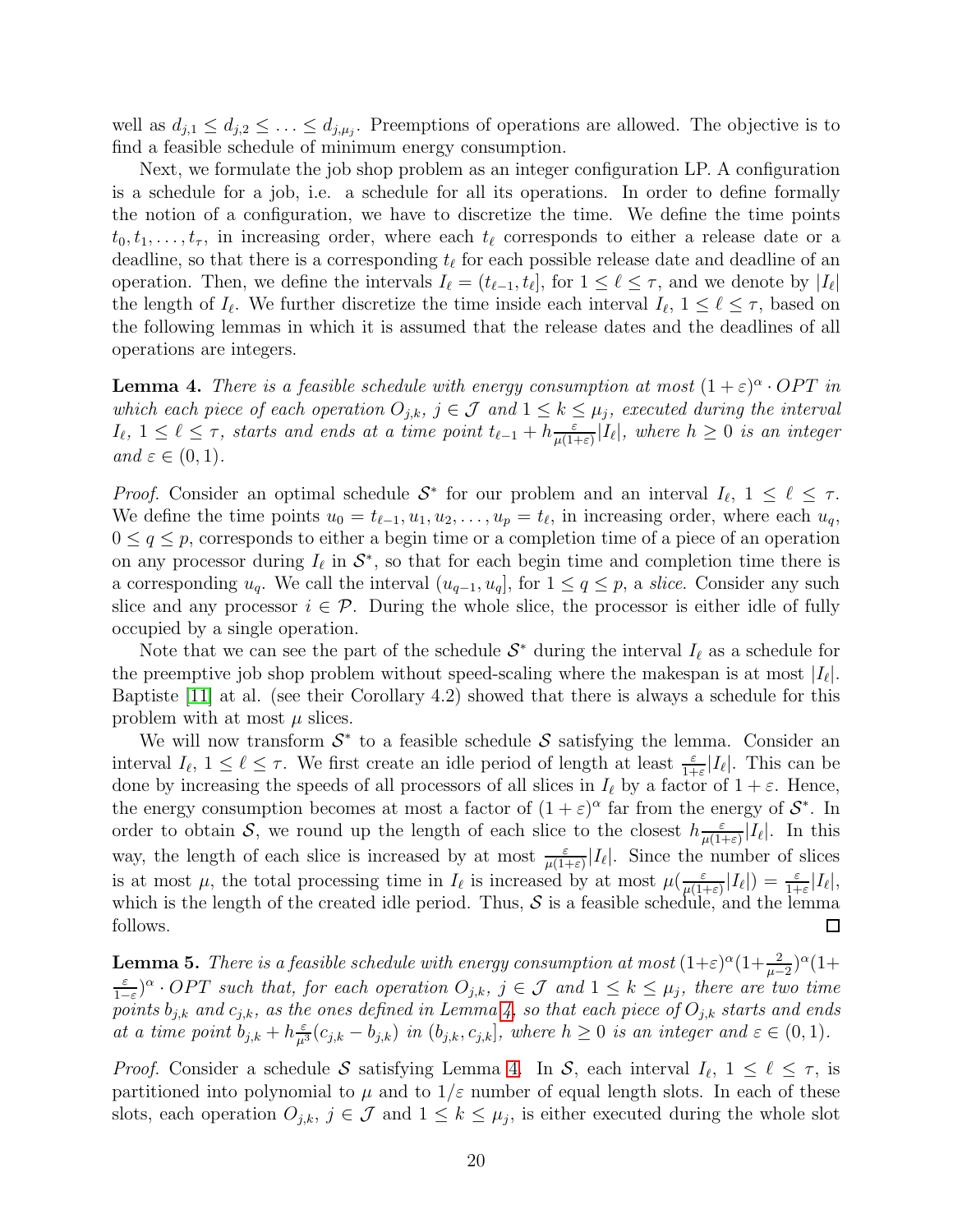well as $d_{j,1} \leq d_{j,2} \leq \ldots \leq d_{j,\mu_j}$. Preemptions of operations are allowed. The objective is to find a feasible schedule of minimum energy consumption.

Next, we formulate the job shop problem as an integer configuration LP. A configuration is a schedule for a job, i.e. a schedule for all its operations. In order to define formally the notion of a configuration, we have to discretize the time. We define the time points $t_0, t_1, \ldots, t_\tau$, in increasing order, where each $t_\ell$ corresponds to either a release date or a deadline, so that there is a corresponding $t_\ell$ for each possible release date and deadline of an operation. Then, we define the intervals $I_\ell = (t_{\ell-1}, t_\ell]$, for $1 \leq \ell \leq \tau$, and we denote by $|I_\ell|$ the length of $I_\ell$. We further discretize the time inside each interval $I_\ell$, $1 \leq \ell \leq \tau$, based on the following lemmas in which it is assumed that the release dates and the deadlines of all operations are integers.

**Lemma 4.** *There is a feasible schedule with energy consumption at most $(1+\varepsilon)^\alpha \cdot OPT$ in which each piece of each operation $O_{j,k}$, $j \in \mathcal{J}$ and $1 \leq k \leq \mu_j$, executed during the interval $I_\ell$, $1 \leq \ell \leq \tau$, starts and ends at a time point $t_{\ell-1} + h\frac{\varepsilon}{\mu(1+\varepsilon)}|I_\ell|$, where $h \geq 0$ is an integer and $\varepsilon \in (0,1)$.*

*Proof.* Consider an optimal schedule $\mathcal{S}^*$ for our problem and an interval $I_\ell$, $1 \leq \ell \leq \tau$. We define the time points $u_0 = t_{\ell-1}, u_1, u_2, \ldots, u_p = t_\ell$, in increasing order, where each $u_q$, $0 \leq q \leq p$, corresponds to either a begin time or a completion time of a piece of an operation on any processor during $I_\ell$ in $\mathcal{S}^*$, so that for each begin time and completion time there is a corresponding $u_q$. We call the interval $(u_{q-1}, u_q]$, for $1 \leq q \leq p$, a *slice*. Consider any such slice and any processor $i \in \mathcal{P}$. During the whole slice, the processor is either idle of fully occupied by a single operation.

Note that we can see the part of the schedule $\mathcal{S}^*$ during the interval $I_\ell$ as a schedule for the preemptive job shop problem without speed-scaling where the makespan is at most $|I_\ell|$. Baptiste [11] at al. (see their Corollary 4.2) showed that there is always a schedule for this problem with at most $\mu$ slices.

We will now transform $\mathcal{S}^*$ to a feasible schedule $\mathcal{S}$ satisfying the lemma. Consider an interval $I_\ell$, $1 \leq \ell \leq \tau$. We first create an idle period of length at least $\frac{\varepsilon}{1+\varepsilon}|I_\ell|$. This can be done by increasing the speeds of all processors of all slices in $I_\ell$ by a factor of $1+\varepsilon$. Hence, the energy consumption becomes at most a factor of $(1+\varepsilon)^\alpha$ far from the energy of $\mathcal{S}^*$. In order to obtain $\mathcal{S}$, we round up the length of each slice to the closest $h\frac{\varepsilon}{\mu(1+\varepsilon)}|I_\ell|$. In this way, the length of each slice is increased by at most $\frac{\varepsilon}{\mu(1+\varepsilon)}|I_\ell|$. Since the number of slices is at most $\mu$, the total processing time in $I_\ell$ is increased by at most $\mu(\frac{\varepsilon}{\mu(1+\varepsilon)}|I_\ell|) = \frac{\varepsilon}{1+\varepsilon}|I_\ell|$, which is the length of the created idle period. Thus, $\mathcal{S}$ is a feasible schedule, and the lemma follows. ∎

**Lemma 5.** *There is a feasible schedule with energy consumption at most $(1+\varepsilon)^\alpha(1+\frac{2}{\mu-2})^\alpha(1+\frac{\varepsilon}{1-\varepsilon})^\alpha \cdot OPT$ such that, for each operation $O_{j,k}$, $j \in \mathcal{J}$ and $1 \leq k \leq \mu_j$, there are two time points $b_{j,k}$ and $c_{j,k}$, as the ones defined in Lemma 4, so that each piece of $O_{j,k}$ starts and ends at a time point $b_{j,k} + h\frac{\varepsilon}{\mu^3}(c_{j,k} - b_{j,k})$ in $(b_{j,k}, c_{j,k}]$, where $h \geq 0$ is an integer and $\varepsilon \in (0,1)$.*

*Proof.* Consider a schedule $\mathcal{S}$ satisfying Lemma 4. In $\mathcal{S}$, each interval $I_\ell$, $1 \leq \ell \leq \tau$, is partitioned into polynomial to $\mu$ and to $1/\varepsilon$ number of equal length slots. In each of these slots, each operation $O_{j,k}$, $j \in \mathcal{J}$ and $1 \leq k \leq \mu_j$, is either executed during the whole slot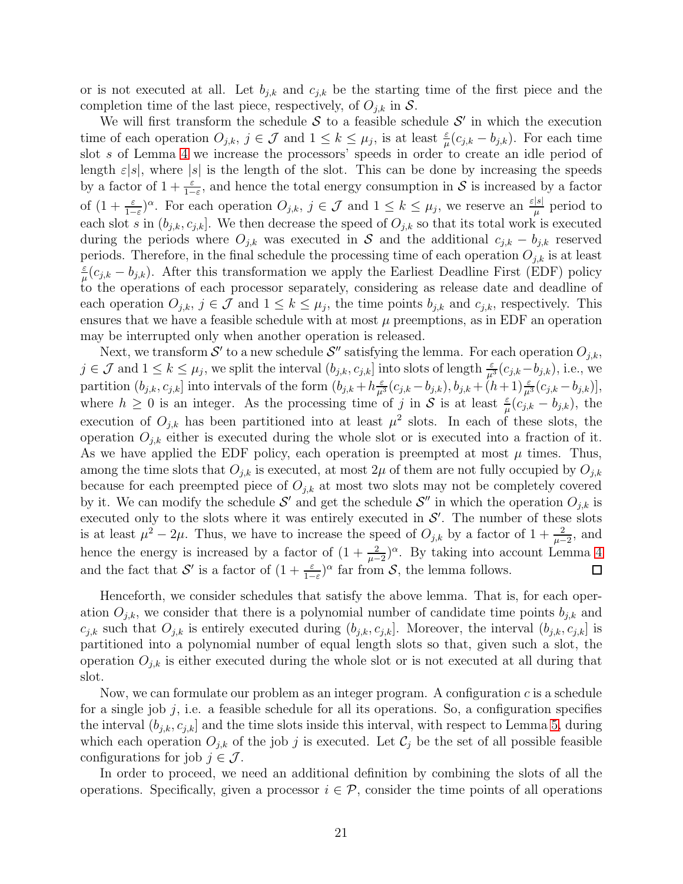or is not executed at all. Let $b_{j,k}$ and $c_{j,k}$ be the starting time of the first piece and the completion time of the last piece, respectively, of $O_{j,k}$ in $\mathcal{S}$.

We will first transform the schedule $\mathcal{S}$ to a feasible schedule $\mathcal{S}'$ in which the execution time of each operation $O_{j,k}$, $j \in \mathcal{J}$ and $1 \leq k \leq \mu_j$, is at least $\frac{\varepsilon}{\mu}(c_{j,k} - b_{j,k})$. For each time slot $s$ of Lemma 4 we increase the processors' speeds in order to create an idle period of length $\varepsilon|s|$, where $|s|$ is the length of the slot. This can be done by increasing the speeds by a factor of $1 + \frac{\varepsilon}{1-\varepsilon}$, and hence the total energy consumption in $\mathcal{S}$ is increased by a factor of $(1 + \frac{\varepsilon}{1-\varepsilon})^\alpha$. For each operation $O_{j,k}$, $j \in \mathcal{J}$ and $1 \leq k \leq \mu_j$, we reserve an $\frac{\varepsilon|s|}{\mu}$ period to each slot $s$ in $(b_{j,k}, c_{j,k}]$. We then decrease the speed of $O_{j,k}$ so that its total work is executed during the periods where $O_{j,k}$ was executed in $\mathcal{S}$ and the additional $c_{j,k} - b_{j,k}$ reserved periods. Therefore, in the final schedule the processing time of each operation $O_{j,k}$ is at least $\frac{\varepsilon}{\mu}(c_{j,k} - b_{j,k})$. After this transformation we apply the Earliest Deadline First (EDF) policy to the operations of each processor separately, considering as release date and deadline of each operation $O_{j,k}$, $j \in \mathcal{J}$ and $1 \leq k \leq \mu_j$, the time points $b_{j,k}$ and $c_{j,k}$, respectively. This ensures that we have a feasible schedule with at most $\mu$ preemptions, as in EDF an operation may be interrupted only when another operation is released.

Next, we transform $\mathcal{S}'$ to a new schedule $\mathcal{S}''$ satisfying the lemma. For each operation $O_{j,k}$, $j \in \mathcal{J}$ and $1 \leq k \leq \mu_j$, we split the interval $(b_{j,k}, c_{j,k}]$ into slots of length $\frac{\varepsilon}{\mu^3}(c_{j,k} - b_{j,k})$, i.e., we partition $(b_{j,k}, c_{j,k}]$ into intervals of the form $(b_{j,k} + h\frac{\varepsilon}{\mu^3}(c_{j,k} - b_{j,k}), b_{j,k} + (h+1)\frac{\varepsilon}{\mu^3}(c_{j,k} - b_{j,k})]$, where $h \geq 0$ is an integer. As the processing time of $j$ in $\mathcal{S}$ is at least $\frac{\varepsilon}{\mu}(c_{j,k} - b_{j,k})$, the execution of $O_{j,k}$ has been partitioned into at least $\mu^2$ slots. In each of these slots, the operation $O_{j,k}$ either is executed during the whole slot or is executed into a fraction of it. As we have applied the EDF policy, each operation is preempted at most $\mu$ times. Thus, among the time slots that $O_{j,k}$ is executed, at most $2\mu$ of them are not fully occupied by $O_{j,k}$ because for each preempted piece of $O_{j,k}$ at most two slots may not be completely covered by it. We can modify the schedule $\mathcal{S}'$ and get the schedule $\mathcal{S}''$ in which the operation $O_{j,k}$ is executed only to the slots where it was entirely executed in $\mathcal{S}'$. The number of these slots is at least $\mu^2 - 2\mu$. Thus, we have to increase the speed of $O_{j,k}$ by a factor of $1 + \frac{2}{\mu-2}$, and hence the energy is increased by a factor of $(1 + \frac{2}{\mu-2})^\alpha$. By taking into account Lemma 4 and the fact that $\mathcal{S}'$ is a factor of $(1 + \frac{\varepsilon}{1-\varepsilon})^\alpha$ far from $\mathcal{S}$, the lemma follows. ◻

Henceforth, we consider schedules that satisfy the above lemma. That is, for each operation $O_{j,k}$, we consider that there is a polynomial number of candidate time points $b_{j,k}$ and $c_{j,k}$ such that $O_{j,k}$ is entirely executed during $(b_{j,k}, c_{j,k}]$. Moreover, the interval $(b_{j,k}, c_{j,k}]$ is partitioned into a polynomial number of equal length slots so that, given such a slot, the operation $O_{j,k}$ is either executed during the whole slot or is not executed at all during that slot.

Now, we can formulate our problem as an integer program. A configuration $c$ is a schedule for a single job $j$, i.e. a feasible schedule for all its operations. So, a configuration specifies the interval $(b_{j,k}, c_{j,k}]$ and the time slots inside this interval, with respect to Lemma 5, during which each operation $O_{j,k}$ of the job $j$ is executed. Let $\mathcal{C}_j$ be the set of all possible feasible configurations for job $j \in \mathcal{J}$.

In order to proceed, we need an additional definition by combining the slots of all the operations. Specifically, given a processor $i \in \mathcal{P}$, consider the time points of all operations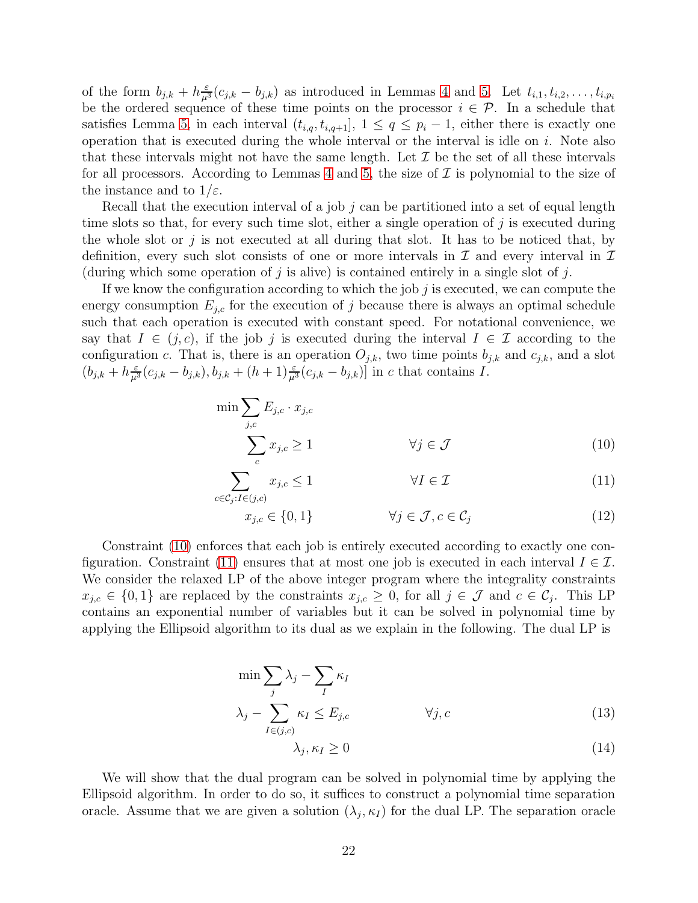of the form $b_{j,k} + h\frac{\varepsilon}{\mu^3}(c_{j,k} - b_{j,k})$ as introduced in Lemmas 4 and 5. Let $t_{i,1}, t_{i,2}, \ldots, t_{i,p_i}$ be the ordered sequence of these time points on the processor $i \in \mathcal{P}$. In a schedule that satisfies Lemma 5, in each interval $(t_{i,q}, t_{i,q+1}]$, $1 \leq q \leq p_i - 1$, either there is exactly one operation that is executed during the whole interval or the interval is idle on $i$. Note also that these intervals might not have the same length. Let $\mathcal{I}$ be the set of all these intervals for all processors. According to Lemmas 4 and 5, the size of $\mathcal{I}$ is polynomial to the size of the instance and to $1/\varepsilon$.

Recall that the execution interval of a job $j$ can be partitioned into a set of equal length time slots so that, for every such time slot, either a single operation of $j$ is executed during the whole slot or $j$ is not executed at all during that slot. It has to be noticed that, by definition, every such slot consists of one or more intervals in $\mathcal{I}$ and every interval in $\mathcal{I}$ (during which some operation of $j$ is alive) is contained entirely in a single slot of $j$.

If we know the configuration according to which the job $j$ is executed, we can compute the energy consumption $E_{j,c}$ for the execution of $j$ because there is always an optimal schedule such that each operation is executed with constant speed. For notational convenience, we say that $I \in (j,c)$, if the job $j$ is executed during the interval $I \in \mathcal{I}$ according to the configuration $c$. That is, there is an operation $O_{j,k}$, two time points $b_{j,k}$ and $c_{j,k}$, and a slot $(b_{j,k} + h\frac{\varepsilon}{\mu^3}(c_{j,k} - b_{j,k}), b_{j,k} + (h+1)\frac{\varepsilon}{\mu^3}(c_{j,k} - b_{j,k})]$ in $c$ that contains $I$.

$$\min \sum_{j,c} E_{j,c} \cdot x_{j,c}$$

$$\sum_{c} x_{j,c} \geq 1 \qquad \forall j \in \mathcal{J} \tag{10}$$

$$\sum_{c \in \mathcal{C}_j : I \in (j,c)} x_{j,c} \leq 1 \qquad \forall I \in \mathcal{I} \tag{11}$$

$$x_{j,c} \in \{0,1\} \qquad \forall j \in \mathcal{J}, c \in \mathcal{C}_j \tag{12}$$

Constraint (10) enforces that each job is entirely executed according to exactly one configuration. Constraint (11) ensures that at most one job is executed in each interval $I \in \mathcal{I}$. We consider the relaxed LP of the above integer program where the integrality constraints $x_{j,c} \in \{0,1\}$ are replaced by the constraints $x_{j,c} \geq 0$, for all $j \in \mathcal{J}$ and $c \in \mathcal{C}_j$. This LP contains an exponential number of variables but it can be solved in polynomial time by applying the Ellipsoid algorithm to its dual as we explain in the following. The dual LP is

$$\min \sum_{j} \lambda_j - \sum_{I} \kappa_I$$

$$\lambda_j - \sum_{I \in (j,c)} \kappa_I \leq E_{j,c} \qquad \forall j, c \tag{13}$$

$$\lambda_j, \kappa_I \geq 0 \tag{14}$$

We will show that the dual program can be solved in polynomial time by applying the Ellipsoid algorithm. In order to do so, it suffices to construct a polynomial time separation oracle. Assume that we are given a solution $(\lambda_j, \kappa_I)$ for the dual LP. The separation oracle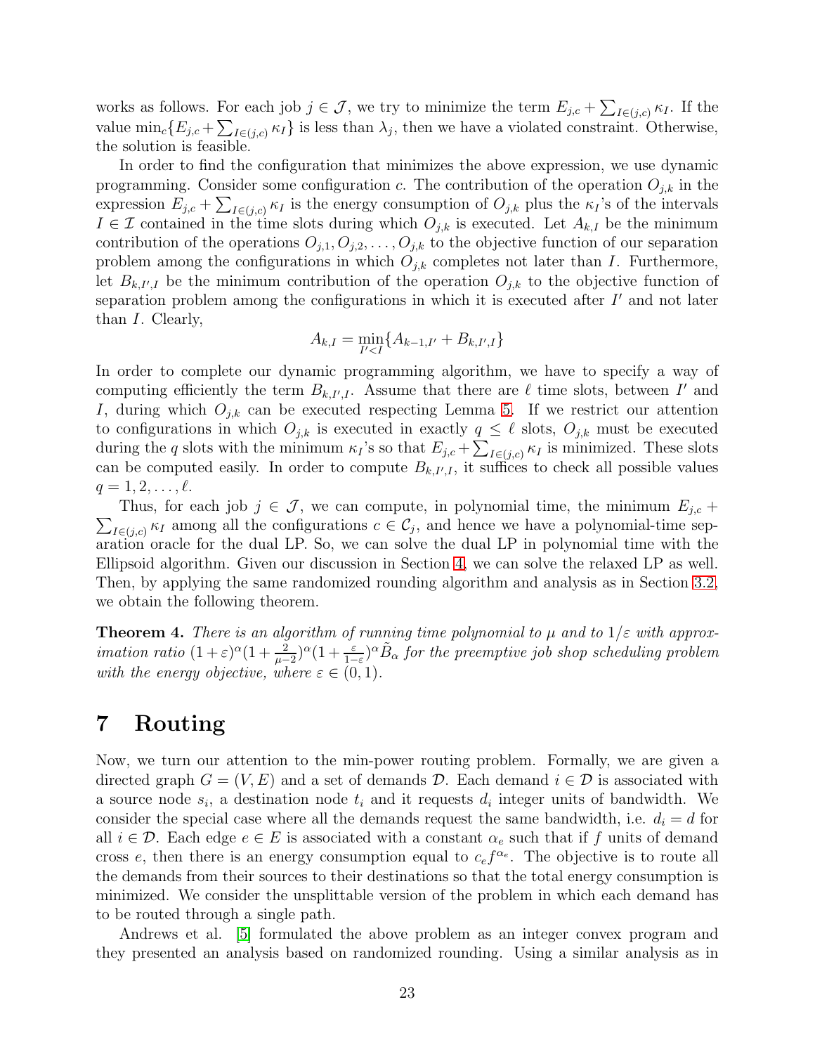works as follows. For each job $j \in \mathcal{J}$, we try to minimize the term $E_{j,c} + \sum_{I \in (j,c)} \kappa_I$. If the value $\min_c\{E_{j,c} + \sum_{I \in (j,c)} \kappa_I\}$ is less than $\lambda_j$, then we have a violated constraint. Otherwise, the solution is feasible.

In order to find the configuration that minimizes the above expression, we use dynamic programming. Consider some configuration $c$. The contribution of the operation $O_{j,k}$ in the expression $E_{j,c} + \sum_{I \in (j,c)} \kappa_I$ is the energy consumption of $O_{j,k}$ plus the $\kappa_I$'s of the intervals $I \in \mathcal{I}$ contained in the time slots during which $O_{j,k}$ is executed. Let $A_{k,I}$ be the minimum contribution of the operations $O_{j,1}, O_{j,2}, \ldots, O_{j,k}$ to the objective function of our separation problem among the configurations in which $O_{j,k}$ completes not later than $I$. Furthermore, let $B_{k,I',I}$ be the minimum contribution of the operation $O_{j,k}$ to the objective function of separation problem among the configurations in which it is executed after $I'$ and not later than $I$. Clearly,

$$A_{k,I} = \min_{I' < I}\{A_{k-1,I'} + B_{k,I',I}\}$$

In order to complete our dynamic programming algorithm, we have to specify a way of computing efficiently the term $B_{k,I',I}$. Assume that there are $\ell$ time slots, between $I'$ and $I$, during which $O_{j,k}$ can be executed respecting Lemma 5. If we restrict our attention to configurations in which $O_{j,k}$ is executed in exactly $q \leq \ell$ slots, $O_{j,k}$ must be executed during the $q$ slots with the minimum $\kappa_I$'s so that $E_{j,c} + \sum_{I \in (j,c)} \kappa_I$ is minimized. These slots can be computed easily. In order to compute $B_{k,I',I}$, it suffices to check all possible values $q = 1, 2, \ldots, \ell$.

Thus, for each job $j \in \mathcal{J}$, we can compute, in polynomial time, the minimum $E_{j,c} + \sum_{I \in (j,c)} \kappa_I$ among all the configurations $c \in \mathcal{C}_j$, and hence we have a polynomial-time separation oracle for the dual LP. So, we can solve the dual LP in polynomial time with the Ellipsoid algorithm. Given our discussion in Section 4, we can solve the relaxed LP as well. Then, by applying the same randomized rounding algorithm and analysis as in Section 3.2, we obtain the following theorem.

**Theorem 4.** *There is an algorithm of running time polynomial to $\mu$ and to $1/\varepsilon$ with approximation ratio $(1+\varepsilon)^\alpha(1+\frac{2}{\mu-2})^\alpha(1+\frac{\varepsilon}{1-\varepsilon})^\alpha \tilde{B}_\alpha$ for the preemptive job shop scheduling problem with the energy objective, where $\varepsilon \in (0,1)$.*

# 7 Routing

Now, we turn our attention to the min-power routing problem. Formally, we are given a directed graph $G = (V, E)$ and a set of demands $\mathcal{D}$. Each demand $i \in \mathcal{D}$ is associated with a source node $s_i$, a destination node $t_i$ and it requests $d_i$ integer units of bandwidth. We consider the special case where all the demands request the same bandwidth, i.e. $d_i = d$ for all $i \in \mathcal{D}$. Each edge $e \in E$ is associated with a constant $\alpha_e$ such that if $f$ units of demand cross $e$, then there is an energy consumption equal to $c_e f^{\alpha_e}$. The objective is to route all the demands from their sources to their destinations so that the total energy consumption is minimized. We consider the unsplittable version of the problem in which each demand has to be routed through a single path.

Andrews et al. [5] formulated the above problem as an integer convex program and they presented an analysis based on randomized rounding. Using a similar analysis as in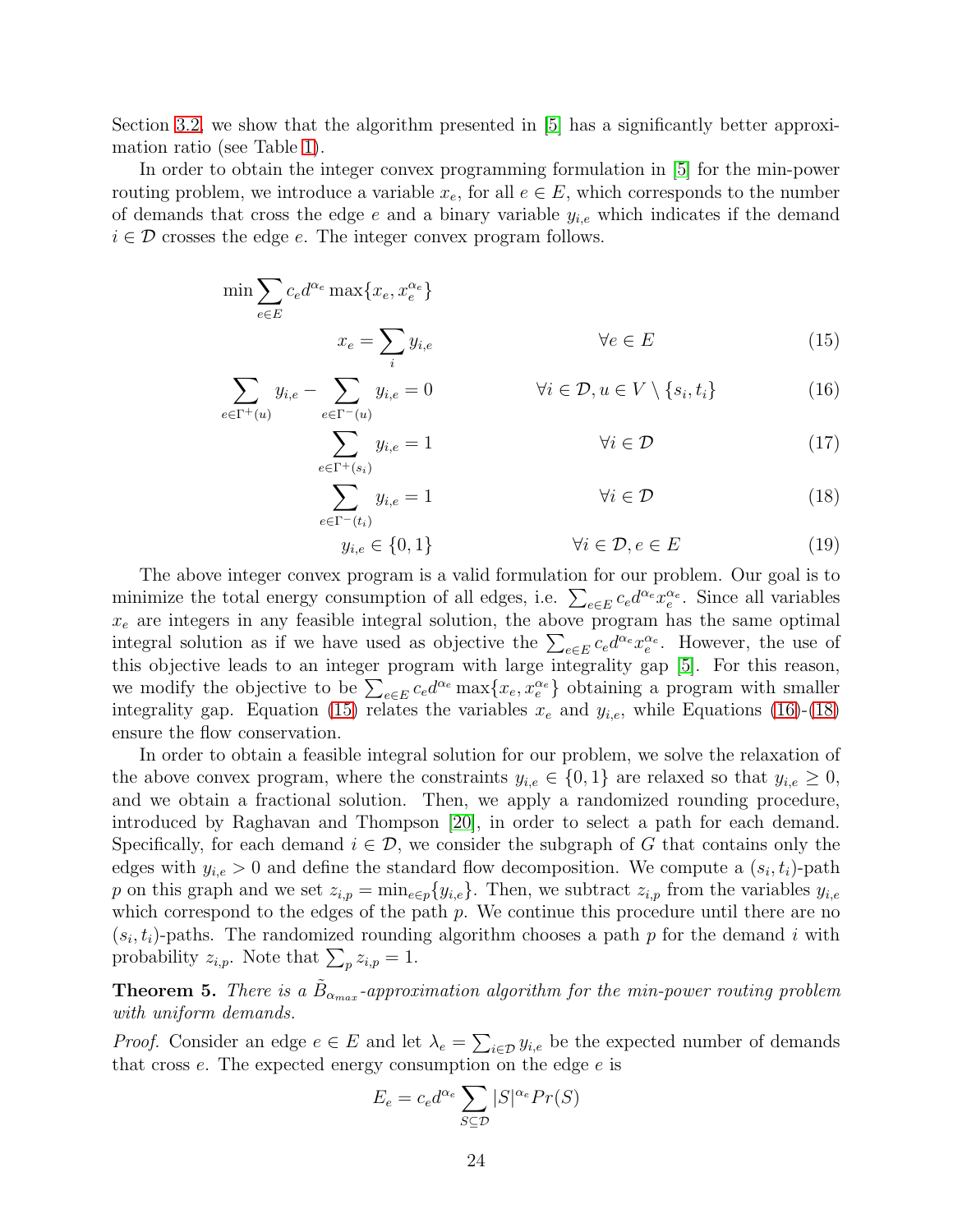Section 3.2, we show that the algorithm presented in [5] has a significantly better approximation ratio (see Table 1).

In order to obtain the integer convex programming formulation in [5] for the min-power routing problem, we introduce a variable $x_e$, for all $e \in E$, which corresponds to the number of demands that cross the edge $e$ and a binary variable $y_{i,e}$ which indicates if the demand $i \in \mathcal{D}$ crosses the edge $e$. The integer convex program follows.

$$\min \sum_{e \in E} c_e d^{\alpha_e} \max\{x_e, x_e^{\alpha_e}\}$$

$$x_e = \sum_i y_{i,e} \qquad \forall e \in E \tag{15}$$

$$\sum_{e \in \Gamma^+(u)} y_{i,e} - \sum_{e \in \Gamma^-(u)} y_{i,e} = 0 \qquad \forall i \in \mathcal{D}, u \in V \setminus \{s_i, t_i\} \tag{16}$$

$$\sum_{e \in \Gamma^+(s_i)} y_{i,e} = 1 \qquad \forall i \in \mathcal{D} \tag{17}$$

$$\sum_{e \in \Gamma^-(t_i)} y_{i,e} = 1 \qquad \forall i \in \mathcal{D} \tag{18}$$

$$y_{i,e} \in \{0,1\} \qquad \forall i \in \mathcal{D}, e \in E \tag{19}$$

The above integer convex program is a valid formulation for our problem. Our goal is to minimize the total energy consumption of all edges, i.e. $\sum_{e \in E} c_e d^{\alpha_e} x_e^{\alpha_e}$. Since all variables $x_e$ are integers in any feasible integral solution, the above program has the same optimal integral solution as if we have used as objective the $\sum_{e \in E} c_e d^{\alpha_e} x_e^{\alpha_e}$. However, the use of this objective leads to an integer program with large integrality gap [5]. For this reason, we modify the objective to be $\sum_{e \in E} c_e d^{\alpha_e} \max\{x_e, x_e^{\alpha_e}\}$ obtaining a program with smaller integrality gap. Equation (15) relates the variables $x_e$ and $y_{i,e}$, while Equations (16)-(18) ensure the flow conservation.

In order to obtain a feasible integral solution for our problem, we solve the relaxation of the above convex program, where the constraints $y_{i,e} \in \{0,1\}$ are relaxed so that $y_{i,e} \geq 0$, and we obtain a fractional solution. Then, we apply a randomized rounding procedure, introduced by Raghavan and Thompson [20], in order to select a path for each demand. Specifically, for each demand $i \in \mathcal{D}$, we consider the subgraph of $G$ that contains only the edges with $y_{i,e} > 0$ and define the standard flow decomposition. We compute a $(s_i, t_i)$-path $p$ on this graph and we set $z_{i,p} = \min_{e \in p}\{y_{i,e}\}$. Then, we subtract $z_{i,p}$ from the variables $y_{i,e}$ which correspond to the edges of the path $p$. We continue this procedure until there are no $(s_i, t_i)$-paths. The randomized rounding algorithm chooses a path $p$ for the demand $i$ with probability $z_{i,p}$. Note that $\sum_p z_{i,p} = 1$.

**Theorem 5.** *There is a $\tilde{B}_{\alpha_{max}}$-approximation algorithm for the min-power routing problem with uniform demands.*

*Proof.* Consider an edge $e \in E$ and let $\lambda_e = \sum_{i \in \mathcal{D}} y_{i,e}$ be the expected number of demands that cross $e$. The expected energy consumption on the edge $e$ is

$$E_e = c_e d^{\alpha_e} \sum_{S \subseteq \mathcal{D}} |S|^{\alpha_e} Pr(S)$$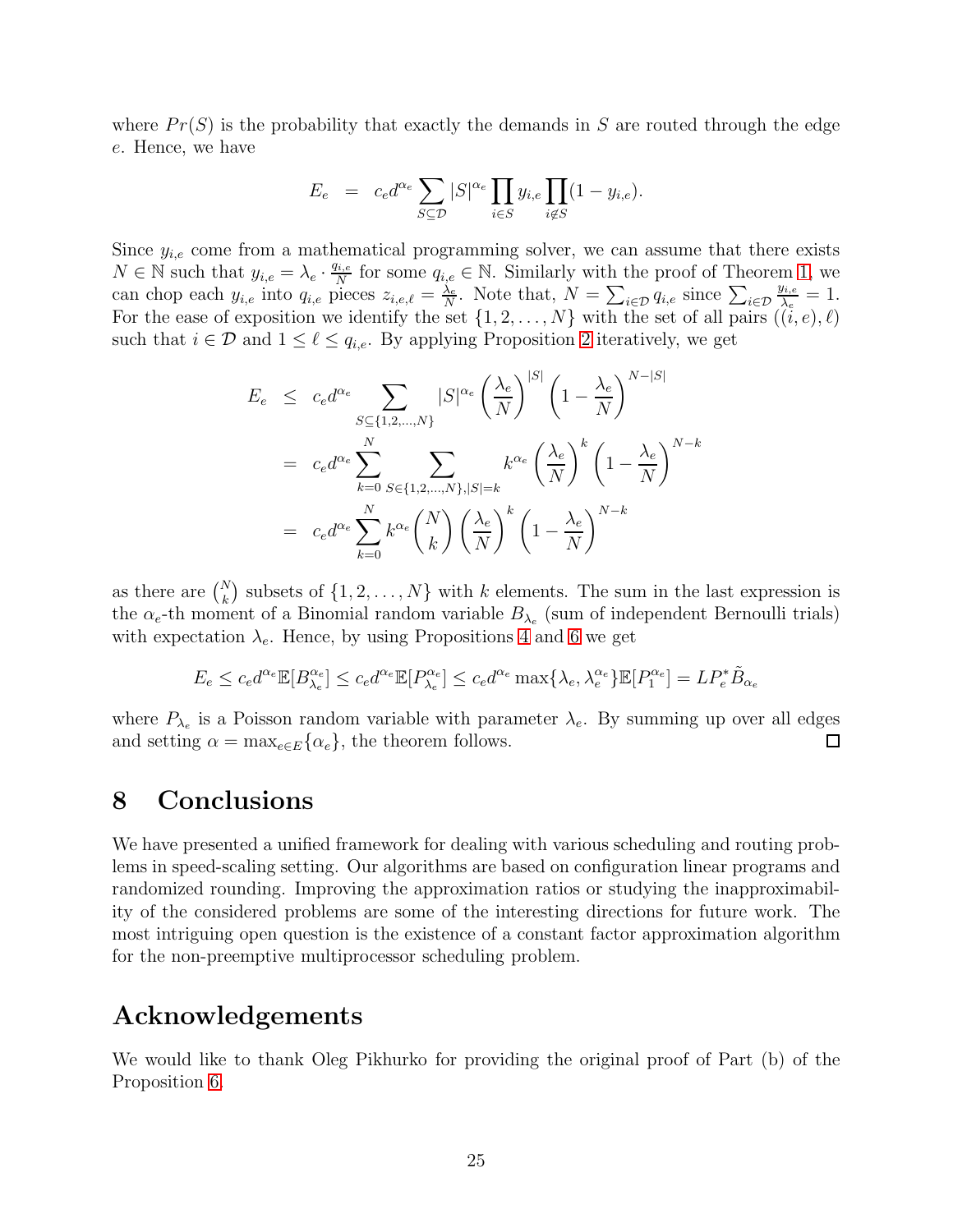where $Pr(S)$ is the probability that exactly the demands in $S$ are routed through the edge $e$. Hence, we have

$$E_e = c_e d^{\alpha_e} \sum_{S \subseteq \mathcal{D}} |S|^{\alpha_e} \prod_{i \in S} y_{i,e} \prod_{i \notin S} (1 - y_{i,e}).$$

Since $y_{i,e}$ come from a mathematical programming solver, we can assume that there exists $N \in \mathbb{N}$ such that $y_{i,e} = \lambda_e \cdot \frac{q_{i,e}}{N}$ for some $q_{i,e} \in \mathbb{N}$. Similarly with the proof of Theorem 1, we can chop each $y_{i,e}$ into $q_{i,e}$ pieces $z_{i,e,\ell} = \frac{\lambda_e}{N}$. Note that, $N = \sum_{i \in \mathcal{D}} q_{i,e}$ since $\sum_{i \in \mathcal{D}} \frac{y_{i,e}}{\lambda_e} = 1$. For the ease of exposition we identify the set $\{1, 2, \ldots, N\}$ with the set of all pairs $((i,e), \ell)$ such that $i \in \mathcal{D}$ and $1 \leq \ell \leq q_{i,e}$. By applying Proposition 2 iteratively, we get

$$\begin{aligned}
E_e &\leq c_e d^{\alpha_e} \sum_{S \subseteq \{1,2,\ldots,N\}} |S|^{\alpha_e} \left(\frac{\lambda_e}{N}\right)^{|S|} \left(1 - \frac{\lambda_e}{N}\right)^{N - |S|} \\
&= c_e d^{\alpha_e} \sum_{k=0}^{N} \sum_{S \in \{1,2,\ldots,N\}, |S| = k} k^{\alpha_e} \left(\frac{\lambda_e}{N}\right)^{k} \left(1 - \frac{\lambda_e}{N}\right)^{N-k} \\
&= c_e d^{\alpha_e} \sum_{k=0}^{N} k^{\alpha_e} \binom{N}{k} \left(\frac{\lambda_e}{N}\right)^{k} \left(1 - \frac{\lambda_e}{N}\right)^{N-k}
\end{aligned}$$

as there are $\binom{N}{k}$ subsets of $\{1, 2, \ldots, N\}$ with $k$ elements. The sum in the last expression is the $\alpha_e$-th moment of a Binomial random variable $B_{\lambda_e}$ (sum of independent Bernoulli trials) with expectation $\lambda_e$. Hence, by using Propositions 4 and 6 we get

$$E_e \leq c_e d^{\alpha_e} \mathbb{E}[B_{\lambda_e}^{\alpha_e}] \leq c_e d^{\alpha_e} \mathbb{E}[P_{\lambda_e}^{\alpha_e}] \leq c_e d^{\alpha_e} \max\{\lambda_e, \lambda_e^{\alpha_e}\} \mathbb{E}[P_1^{\alpha_e}] = LP_e^* \tilde{B}_{\alpha_e}$$

where $P_{\lambda_e}$ is a Poisson random variable with parameter $\lambda_e$. By summing up over all edges and setting $\alpha = \max_{e \in E}\{\alpha_e\}$, the theorem follows. □

# 8 Conclusions

We have presented a unified framework for dealing with various scheduling and routing problems in speed-scaling setting. Our algorithms are based on configuration linear programs and randomized rounding. Improving the approximation ratios or studying the inapproximability of the considered problems are some of the interesting directions for future work. The most intriguing open question is the existence of a constant factor approximation algorithm for the non-preemptive multiprocessor scheduling problem.

# Acknowledgements

We would like to thank Oleg Pikhurko for providing the original proof of Part (b) of the Proposition 6.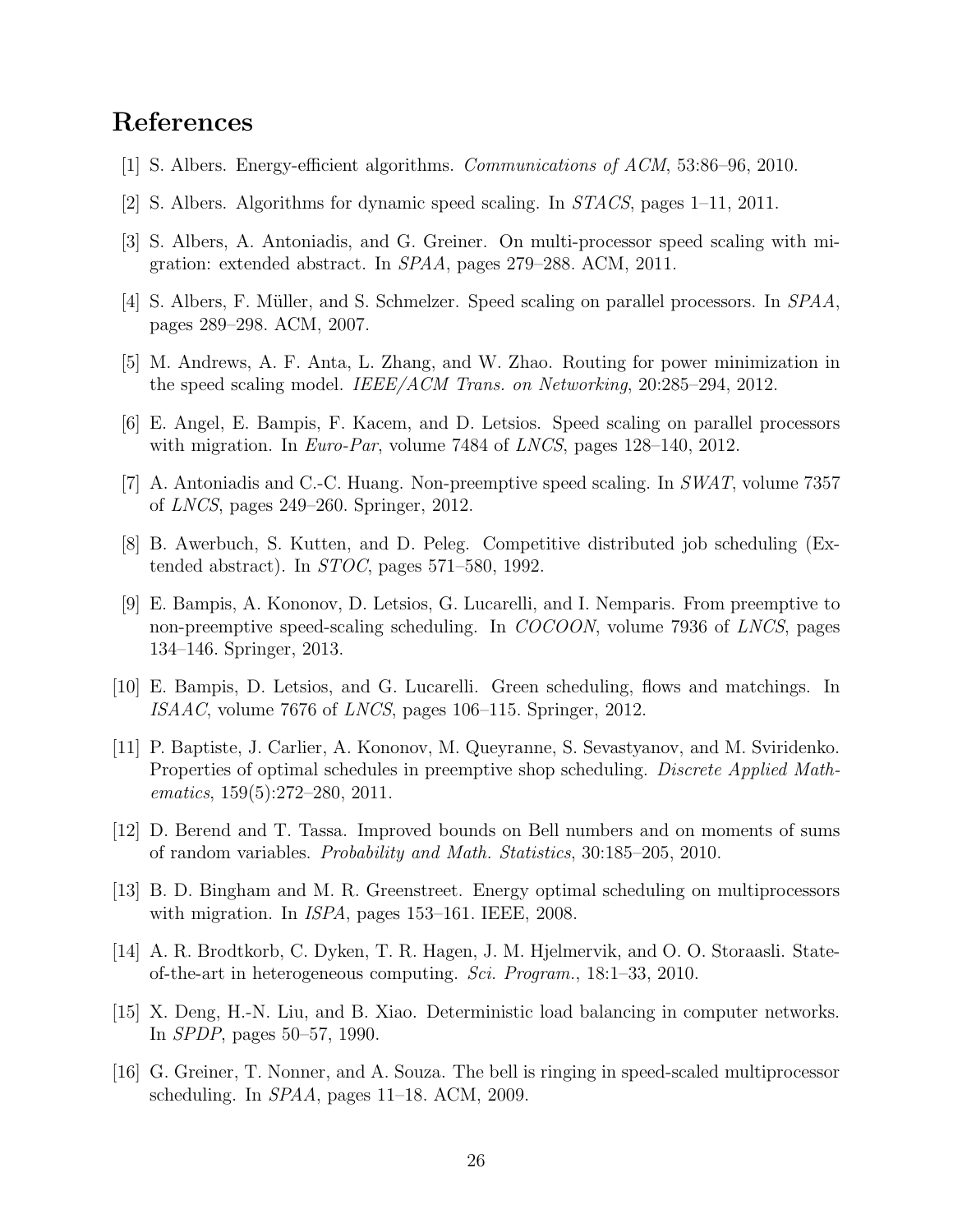# References

[1] S. Albers. Energy-efficient algorithms. *Communications of ACM*, 53:86–96, 2010.

[2] S. Albers. Algorithms for dynamic speed scaling. In *STACS*, pages 1–11, 2011.

[3] S. Albers, A. Antoniadis, and G. Greiner. On multi-processor speed scaling with migration: extended abstract. In *SPAA*, pages 279–288. ACM, 2011.

[4] S. Albers, F. Müller, and S. Schmelzer. Speed scaling on parallel processors. In *SPAA*, pages 289–298. ACM, 2007.

[5] M. Andrews, A. F. Anta, L. Zhang, and W. Zhao. Routing for power minimization in the speed scaling model. *IEEE/ACM Trans. on Networking*, 20:285–294, 2012.

[6] E. Angel, E. Bampis, F. Kacem, and D. Letsios. Speed scaling on parallel processors with migration. In *Euro-Par*, volume 7484 of *LNCS*, pages 128–140, 2012.

[7] A. Antoniadis and C.-C. Huang. Non-preemptive speed scaling. In *SWAT*, volume 7357 of *LNCS*, pages 249–260. Springer, 2012.

[8] B. Awerbuch, S. Kutten, and D. Peleg. Competitive distributed job scheduling (Extended abstract). In *STOC*, pages 571–580, 1992.

[9] E. Bampis, A. Kononov, D. Letsios, G. Lucarelli, and I. Nemparis. From preemptive to non-preemptive speed-scaling scheduling. In *COCOON*, volume 7936 of *LNCS*, pages 134–146. Springer, 2013.

[10] E. Bampis, D. Letsios, and G. Lucarelli. Green scheduling, flows and matchings. In *ISAAC*, volume 7676 of *LNCS*, pages 106–115. Springer, 2012.

[11] P. Baptiste, J. Carlier, A. Kononov, M. Queyranne, S. Sevastyanov, and M. Sviridenko. Properties of optimal schedules in preemptive shop scheduling. *Discrete Applied Mathematics*, 159(5):272–280, 2011.

[12] D. Berend and T. Tassa. Improved bounds on Bell numbers and on moments of sums of random variables. *Probability and Math. Statistics*, 30:185–205, 2010.

[13] B. D. Bingham and M. R. Greenstreet. Energy optimal scheduling on multiprocessors with migration. In *ISPA*, pages 153–161. IEEE, 2008.

[14] A. R. Brodtkorb, C. Dyken, T. R. Hagen, J. M. Hjelmervik, and O. O. Storaasli. State-of-the-art in heterogeneous computing. *Sci. Program.*, 18:1–33, 2010.

[15] X. Deng, H.-N. Liu, and B. Xiao. Deterministic load balancing in computer networks. In *SPDP*, pages 50–57, 1990.

[16] G. Greiner, T. Nonner, and A. Souza. The bell is ringing in speed-scaled multiprocessor scheduling. In *SPAA*, pages 11–18. ACM, 2009.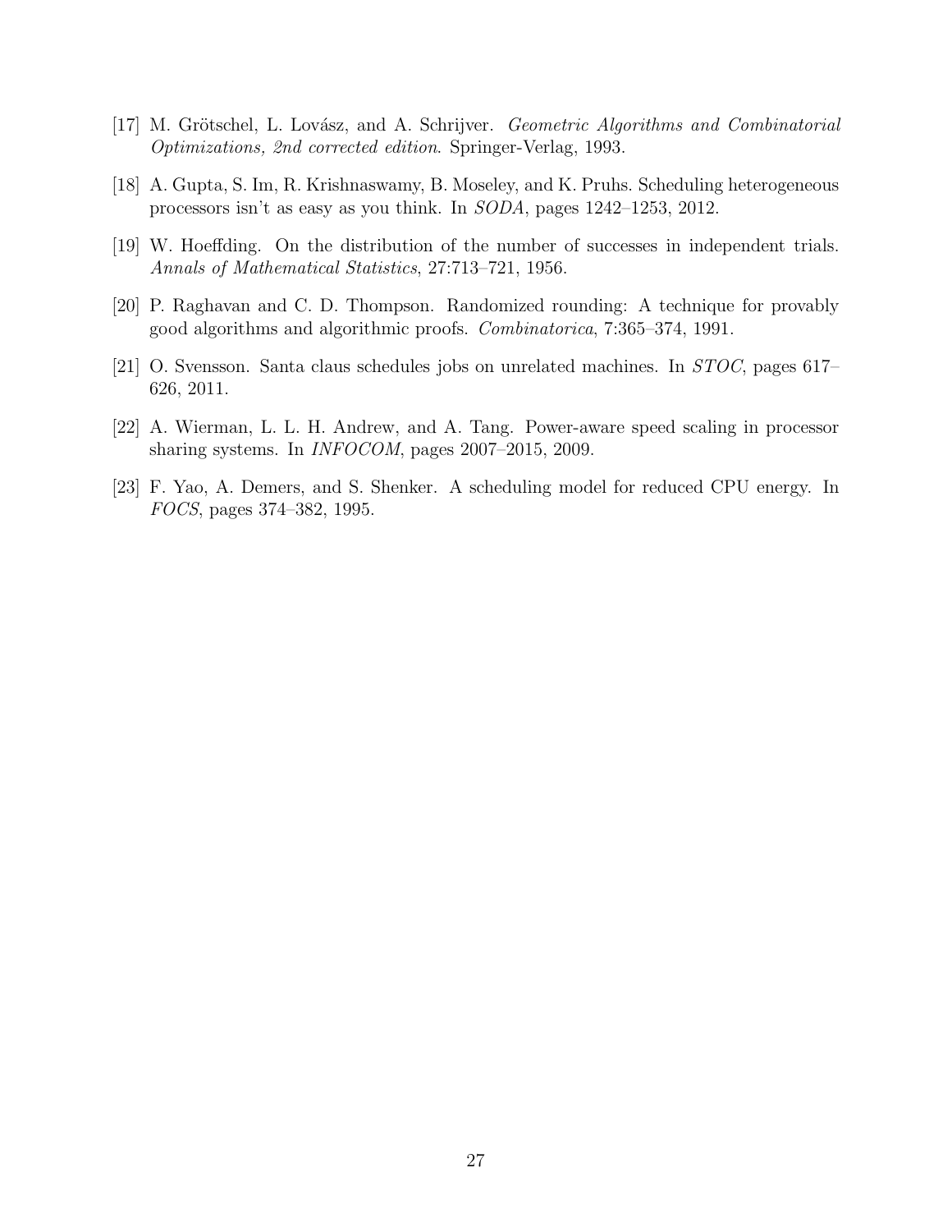[17] M. Grötschel, L. Lovász, and A. Schrijver. *Geometric Algorithms and Combinatorial Optimizations, 2nd corrected edition*. Springer-Verlag, 1993.

[18] A. Gupta, S. Im, R. Krishnaswamy, B. Moseley, and K. Pruhs. Scheduling heterogeneous processors isn't as easy as you think. In *SODA*, pages 1242–1253, 2012.

[19] W. Hoeffding. On the distribution of the number of successes in independent trials. *Annals of Mathematical Statistics*, 27:713–721, 1956.

[20] P. Raghavan and C. D. Thompson. Randomized rounding: A technique for provably good algorithms and algorithmic proofs. *Combinatorica*, 7:365–374, 1991.

[21] O. Svensson. Santa claus schedules jobs on unrelated machines. In *STOC*, pages 617–626, 2011.

[22] A. Wierman, L. L. H. Andrew, and A. Tang. Power-aware speed scaling in processor sharing systems. In *INFOCOM*, pages 2007–2015, 2009.

[23] F. Yao, A. Demers, and S. Shenker. A scheduling model for reduced CPU energy. In *FOCS*, pages 374–382, 1995.